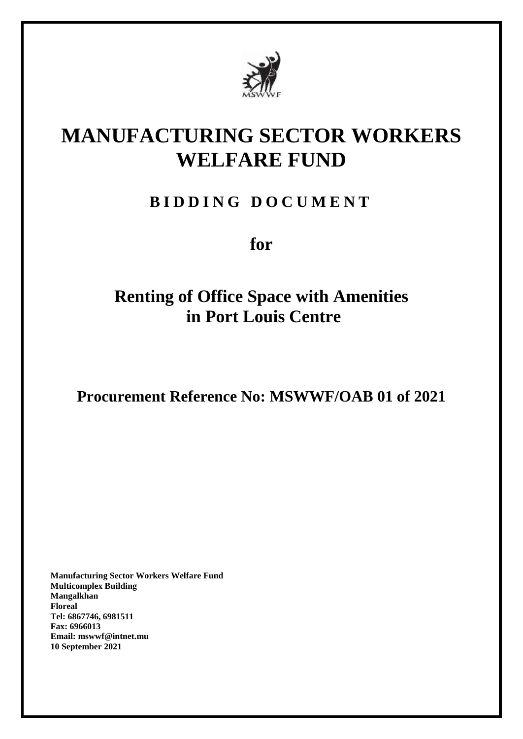# MANUFACTURING SECTOR WORKERS WELFARE FUND

## B I D D I N G D O C U M E N T

**for**

## Renting of Office Space with Amenities in Port Louis Centre

## Procurement Reference No: MSWWF/OAB 01 of 2021

**Manufacturing Sector Workers Welfare Fund**
**Multicomplex Building**
**Mangalkhan**
**Floreal**
**Tel: 6867746, 6981511**
**Fax: 6966013**
**Email: mswwf@intnet.mu**
**10 September 2021**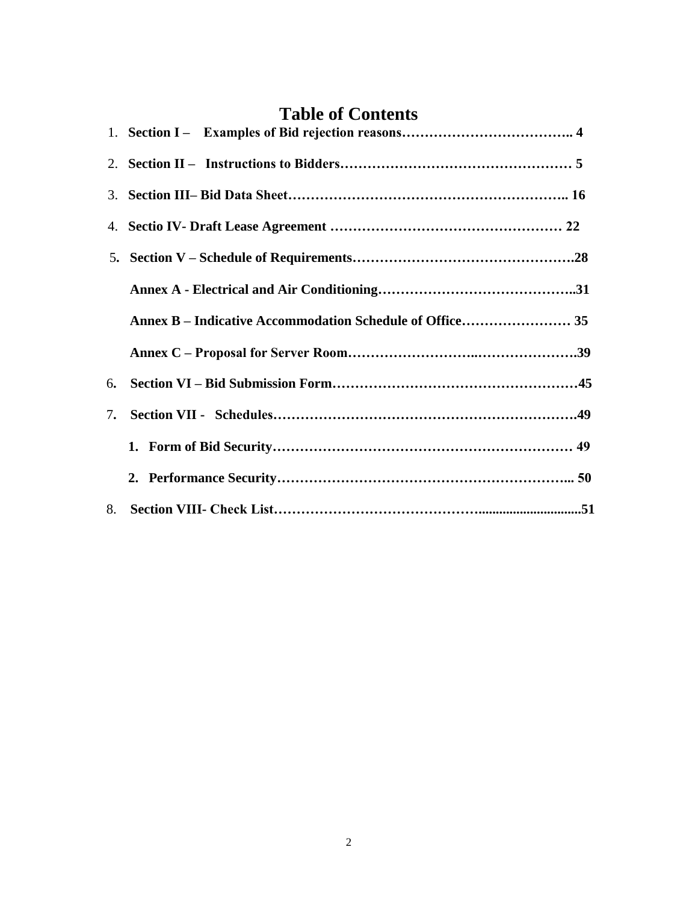# Table of Contents

1. **Section I – Examples of Bid rejection reasons……………………………….. 4**
2. **Section II – Instructions to Bidders…………………………………………… 5**
3. **Section III– Bid Data Sheet………………………………………………….. 16**
4. **Sectio IV- Draft Lease Agreement …………………………………………… 22**
5. **Section V – Schedule of Requirements………………………………………….28**

   **Annex A - Electrical and Air Conditioning……………………………………..31**

   **Annex B – Indicative Accommodation Schedule of Office…………………… 35**

   **Annex C – Proposal for Server Room……………………..………………….39**

6. **Section VI – Bid Submission Form………………………………………………45**
7. **Section VII - Schedules…………………………………………………………49**
   1. **Form of Bid Security………………………………………………………… 49**
   2. **Performance Security……………………………………………………... 50**
8. **Section VIII- Check List……………………………………..............................51**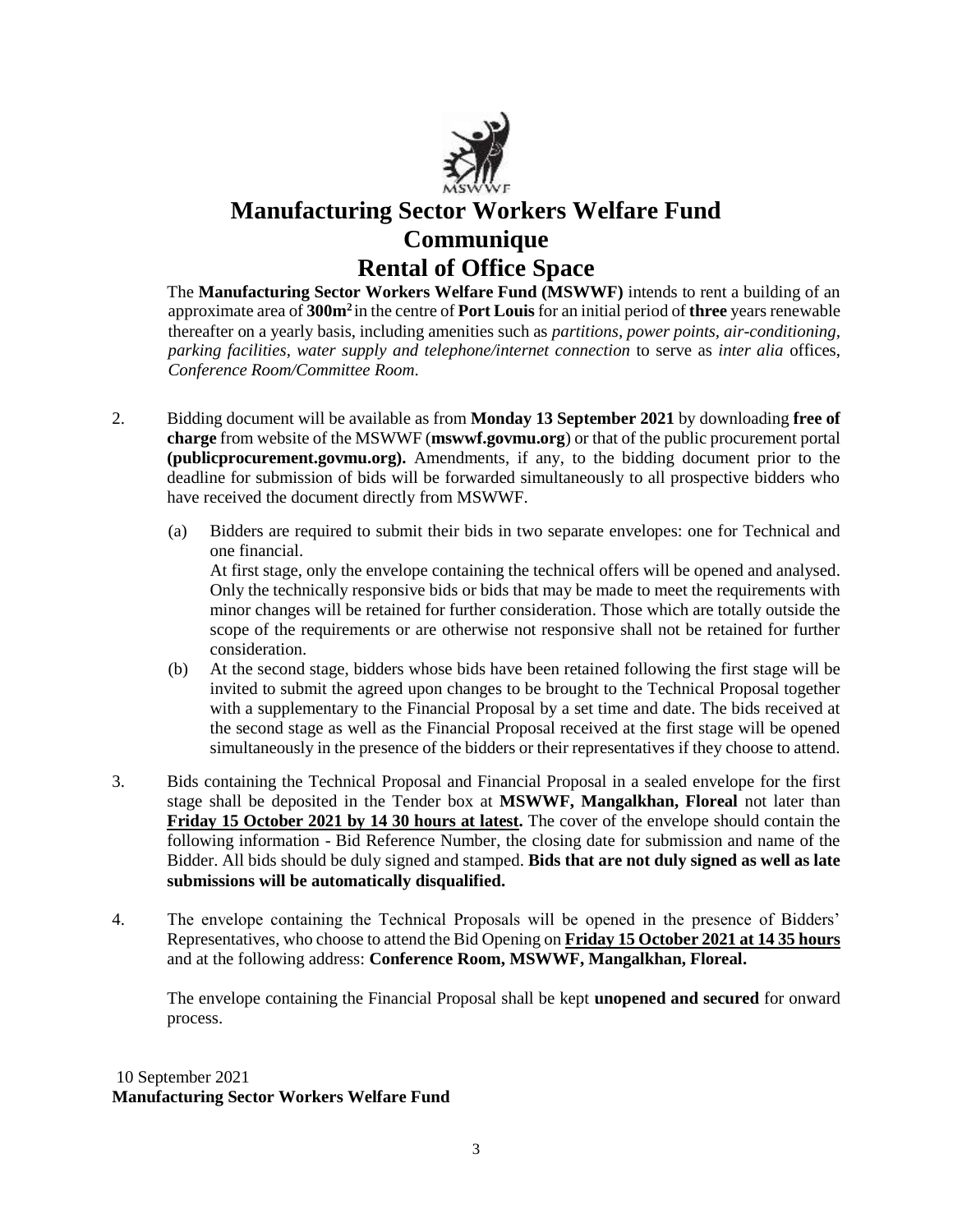# Manufacturing Sector Workers Welfare Fund

# Communique

# Rental of Office Space

The **Manufacturing Sector Workers Welfare Fund (MSWWF)** intends to rent a building of an approximate area of **300m²** in the centre of **Port Louis** for an initial period of **three** years renewable thereafter on a yearly basis, including amenities such as *partitions, power points, air-conditioning, parking facilities, water supply and telephone/internet connection* to serve as *inter alia* offices, *Conference Room/Committee Room*.

2. Bidding document will be available as from **Monday 13 September 2021** by downloading **free of charge** from website of the MSWWF (**mswwf.govmu.org**) or that of the public procurement portal **(publicprocurement.govmu.org).** Amendments, if any, to the bidding document prior to the deadline for submission of bids will be forwarded simultaneously to all prospective bidders who have received the document directly from MSWWF.

   (a) Bidders are required to submit their bids in two separate envelopes: one for Technical and one financial.
   At first stage, only the envelope containing the technical offers will be opened and analysed. Only the technically responsive bids or bids that may be made to meet the requirements with minor changes will be retained for further consideration. Those which are totally outside the scope of the requirements or are otherwise not responsive shall not be retained for further consideration.

   (b) At the second stage, bidders whose bids have been retained following the first stage will be invited to submit the agreed upon changes to be brought to the Technical Proposal together with a supplementary to the Financial Proposal by a set time and date. The bids received at the second stage as well as the Financial Proposal received at the first stage will be opened simultaneously in the presence of the bidders or their representatives if they choose to attend.

3. Bids containing the Technical Proposal and Financial Proposal in a sealed envelope for the first stage shall be deposited in the Tender box at **MSWWF, Mangalkhan, Floreal** not later than **Friday 15 October 2021 by 14 30 hours at latest.** The cover of the envelope should contain the following information - Bid Reference Number, the closing date for submission and name of the Bidder. All bids should be duly signed and stamped. **Bids that are not duly signed as well as late submissions will be automatically disqualified.**

4. The envelope containing the Technical Proposals will be opened in the presence of Bidders' Representatives, who choose to attend the Bid Opening on **Friday 15 October 2021 at 14 35 hours** and at the following address: **Conference Room, MSWWF, Mangalkhan, Floreal.**

   The envelope containing the Financial Proposal shall be kept **unopened and secured** for onward process.

10 September 2021

**Manufacturing Sector Workers Welfare Fund**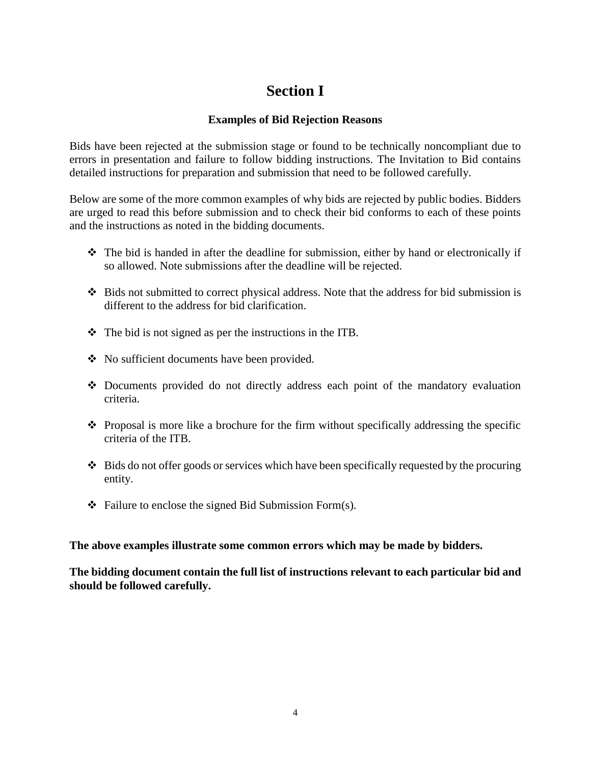# Section I

### Examples of Bid Rejection Reasons

Bids have been rejected at the submission stage or found to be technically noncompliant due to errors in presentation and failure to follow bidding instructions. The Invitation to Bid contains detailed instructions for preparation and submission that need to be followed carefully.

Below are some of the more common examples of why bids are rejected by public bodies. Bidders are urged to read this before submission and to check their bid conforms to each of these points and the instructions as noted in the bidding documents.

- The bid is handed in after the deadline for submission, either by hand or electronically if so allowed. Note submissions after the deadline will be rejected.
- Bids not submitted to correct physical address. Note that the address for bid submission is different to the address for bid clarification.
- The bid is not signed as per the instructions in the ITB.
- No sufficient documents have been provided.
- Documents provided do not directly address each point of the mandatory evaluation criteria.
- Proposal is more like a brochure for the firm without specifically addressing the specific criteria of the ITB.
- Bids do not offer goods or services which have been specifically requested by the procuring entity.
- Failure to enclose the signed Bid Submission Form(s).

**The above examples illustrate some common errors which may be made by bidders.**

**The bidding document contain the full list of instructions relevant to each particular bid and should be followed carefully.**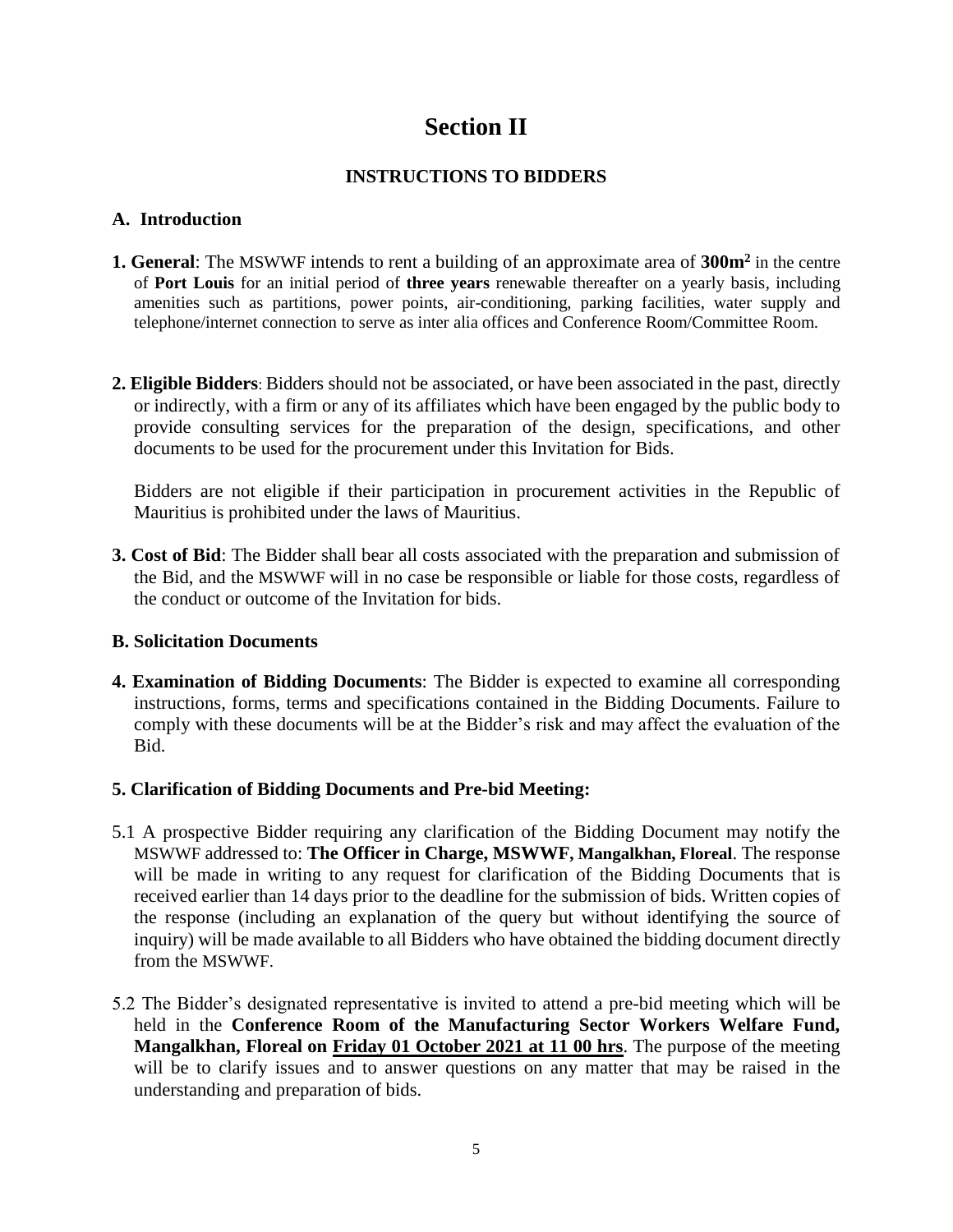# Section II

## INSTRUCTIONS TO BIDDERS

### A. Introduction

**1. General**: The MSWWF intends to rent a building of an approximate area of **300m²** in the centre of **Port Louis** for an initial period of **three years** renewable thereafter on a yearly basis, including amenities such as partitions, power points, air-conditioning, parking facilities, water supply and telephone/internet connection to serve as inter alia offices and Conference Room/Committee Room.

**2. Eligible Bidders**: Bidders should not be associated, or have been associated in the past, directly or indirectly, with a firm or any of its affiliates which have been engaged by the public body to provide consulting services for the preparation of the design, specifications, and other documents to be used for the procurement under this Invitation for Bids.

Bidders are not eligible if their participation in procurement activities in the Republic of Mauritius is prohibited under the laws of Mauritius.

**3. Cost of Bid**: The Bidder shall bear all costs associated with the preparation and submission of the Bid, and the MSWWF will in no case be responsible or liable for those costs, regardless of the conduct or outcome of the Invitation for bids.

### B. Solicitation Documents

**4. Examination of Bidding Documents**: The Bidder is expected to examine all corresponding instructions, forms, terms and specifications contained in the Bidding Documents. Failure to comply with these documents will be at the Bidder's risk and may affect the evaluation of the Bid.

### 5. Clarification of Bidding Documents and Pre-bid Meeting:

5.1 A prospective Bidder requiring any clarification of the Bidding Document may notify the MSWWF addressed to: **The Officer in Charge, MSWWF, Mangalkhan, Floreal**. The response will be made in writing to any request for clarification of the Bidding Documents that is received earlier than 14 days prior to the deadline for the submission of bids. Written copies of the response (including an explanation of the query but without identifying the source of inquiry) will be made available to all Bidders who have obtained the bidding document directly from the MSWWF.

5.2 The Bidder's designated representative is invited to attend a pre-bid meeting which will be held in the **Conference Room of the Manufacturing Sector Workers Welfare Fund, Mangalkhan, Floreal on Friday 01 October 2021 at 11 00 hrs**. The purpose of the meeting will be to clarify issues and to answer questions on any matter that may be raised in the understanding and preparation of bids.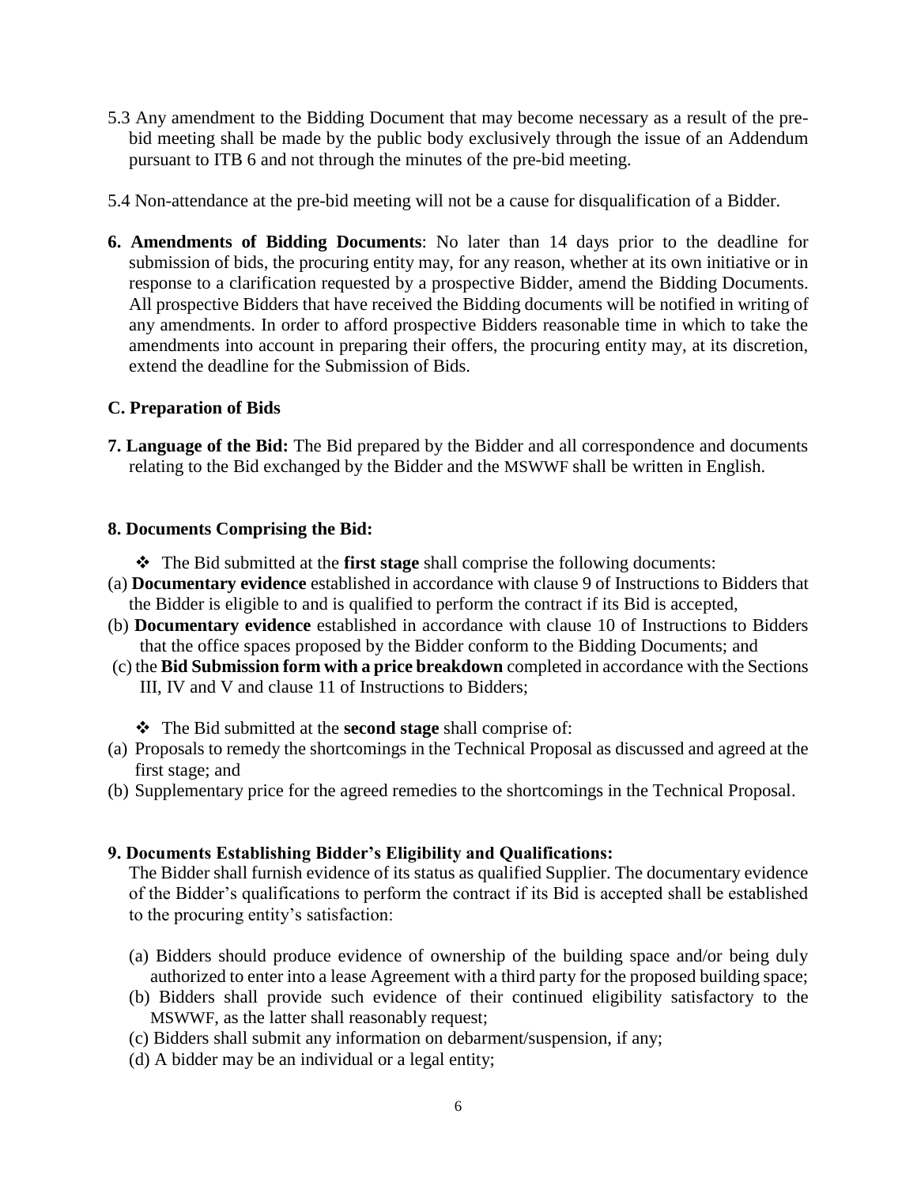5.3 Any amendment to the Bidding Document that may become necessary as a result of the pre-bid meeting shall be made by the public body exclusively through the issue of an Addendum pursuant to ITB 6 and not through the minutes of the pre-bid meeting.

5.4 Non-attendance at the pre-bid meeting will not be a cause for disqualification of a Bidder.

**6. Amendments of Bidding Documents**: No later than 14 days prior to the deadline for submission of bids, the procuring entity may, for any reason, whether at its own initiative or in response to a clarification requested by a prospective Bidder, amend the Bidding Documents. All prospective Bidders that have received the Bidding documents will be notified in writing of any amendments. In order to afford prospective Bidders reasonable time in which to take the amendments into account in preparing their offers, the procuring entity may, at its discretion, extend the deadline for the Submission of Bids.

## C. Preparation of Bids

**7. Language of the Bid:** The Bid prepared by the Bidder and all correspondence and documents relating to the Bid exchanged by the Bidder and the MSWWF shall be written in English.

**8. Documents Comprising the Bid:**

- The Bid submitted at the **first stage** shall comprise the following documents:

(a) **Documentary evidence** established in accordance with clause 9 of Instructions to Bidders that the Bidder is eligible to and is qualified to perform the contract if its Bid is accepted,

(b) **Documentary evidence** established in accordance with clause 10 of Instructions to Bidders that the office spaces proposed by the Bidder conform to the Bidding Documents; and

(c) the **Bid Submission form with a price breakdown** completed in accordance with the Sections III, IV and V and clause 11 of Instructions to Bidders;

- The Bid submitted at the **second stage** shall comprise of:

(a) Proposals to remedy the shortcomings in the Technical Proposal as discussed and agreed at the first stage; and

(b) Supplementary price for the agreed remedies to the shortcomings in the Technical Proposal.

**9. Documents Establishing Bidder's Eligibility and Qualifications:**

The Bidder shall furnish evidence of its status as qualified Supplier. The documentary evidence of the Bidder's qualifications to perform the contract if its Bid is accepted shall be established to the procuring entity's satisfaction:

(a) Bidders should produce evidence of ownership of the building space and/or being duly authorized to enter into a lease Agreement with a third party for the proposed building space;

(b) Bidders shall provide such evidence of their continued eligibility satisfactory to the MSWWF, as the latter shall reasonably request;

(c) Bidders shall submit any information on debarment/suspension, if any;

(d) A bidder may be an individual or a legal entity;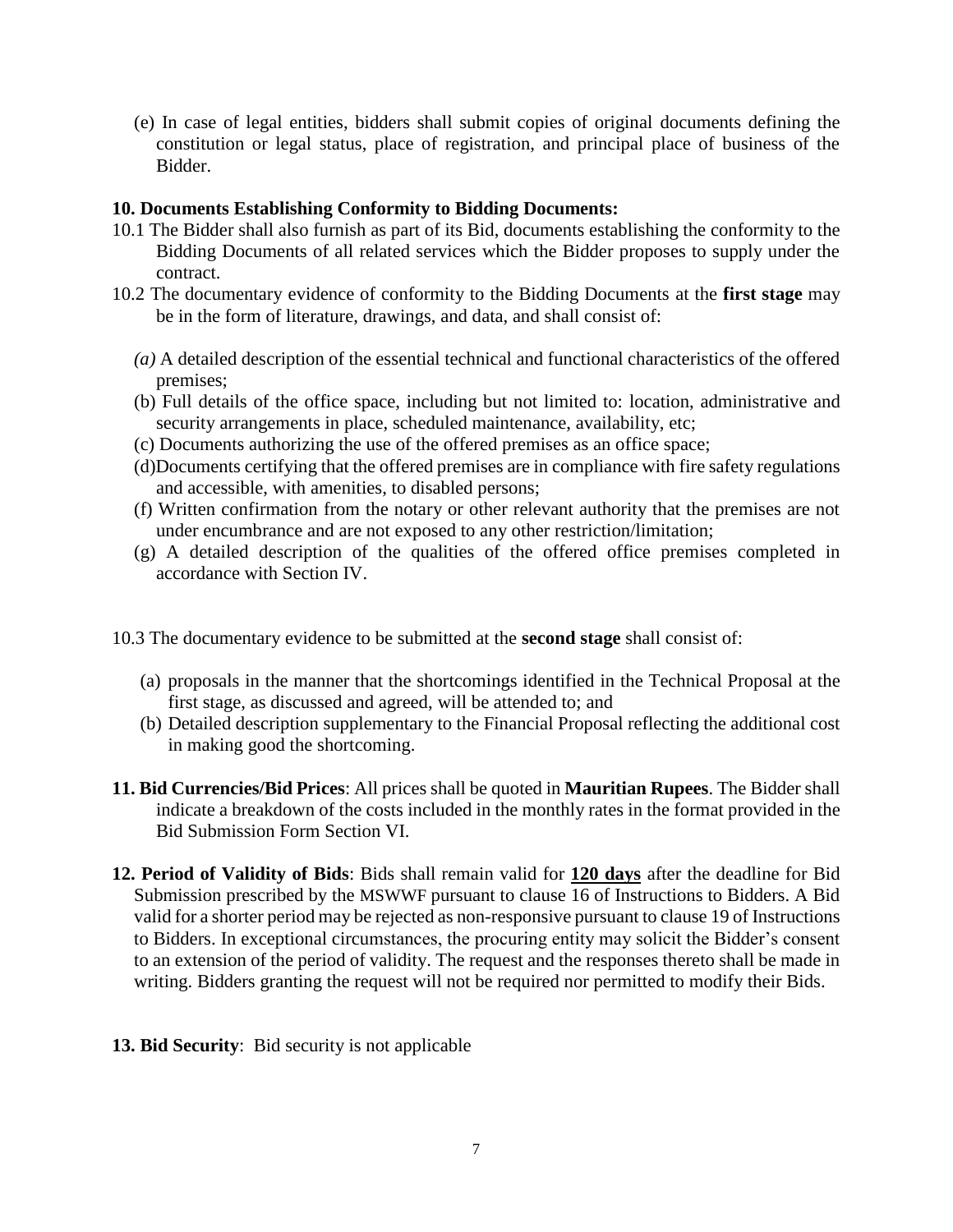(e) In case of legal entities, bidders shall submit copies of original documents defining the constitution or legal status, place of registration, and principal place of business of the Bidder.

**10. Documents Establishing Conformity to Bidding Documents:**

10.1 The Bidder shall also furnish as part of its Bid, documents establishing the conformity to the Bidding Documents of all related services which the Bidder proposes to supply under the contract.

10.2 The documentary evidence of conformity to the Bidding Documents at the **first stage** may be in the form of literature, drawings, and data, and shall consist of:

*(a)* A detailed description of the essential technical and functional characteristics of the offered premises;

(b) Full details of the office space, including but not limited to: location, administrative and security arrangements in place, scheduled maintenance, availability, etc;

(c) Documents authorizing the use of the offered premises as an office space;

(d)Documents certifying that the offered premises are in compliance with fire safety regulations and accessible, with amenities, to disabled persons;

(f) Written confirmation from the notary or other relevant authority that the premises are not under encumbrance and are not exposed to any other restriction/limitation;

(g) A detailed description of the qualities of the offered office premises completed in accordance with Section IV.

10.3 The documentary evidence to be submitted at the **second stage** shall consist of:

(a) proposals in the manner that the shortcomings identified in the Technical Proposal at the first stage, as discussed and agreed, will be attended to; and

(b) Detailed description supplementary to the Financial Proposal reflecting the additional cost in making good the shortcoming.

**11. Bid Currencies/Bid Prices**: All prices shall be quoted in **Mauritian Rupees**. The Bidder shall indicate a breakdown of the costs included in the monthly rates in the format provided in the Bid Submission Form Section VI.

**12. Period of Validity of Bids**: Bids shall remain valid for **<u>120 days</u>** after the deadline for Bid Submission prescribed by the MSWWF pursuant to clause 16 of Instructions to Bidders. A Bid valid for a shorter period may be rejected as non-responsive pursuant to clause 19 of Instructions to Bidders. In exceptional circumstances, the procuring entity may solicit the Bidder's consent to an extension of the period of validity. The request and the responses thereto shall be made in writing. Bidders granting the request will not be required nor permitted to modify their Bids.

**13. Bid Security**: Bid security is not applicable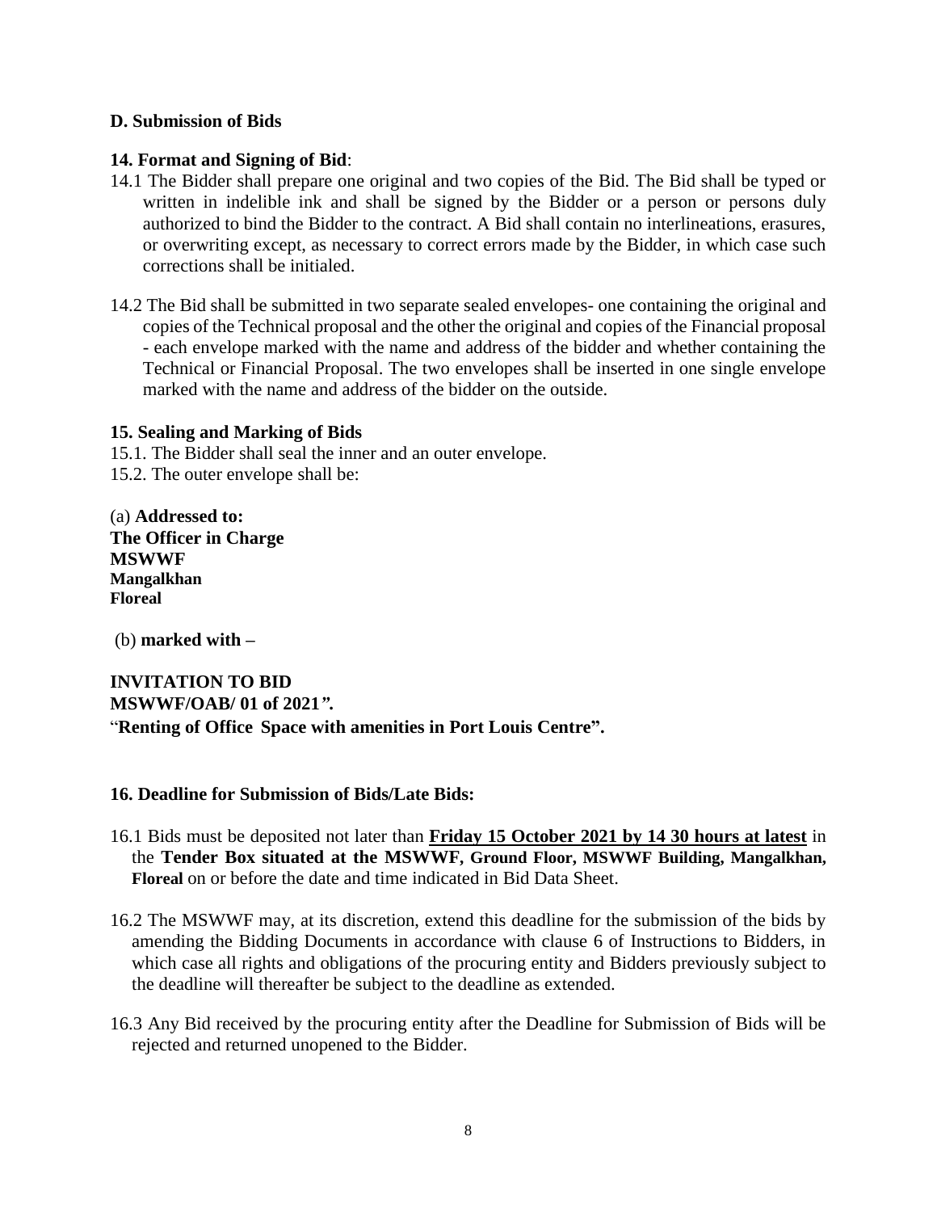## D. Submission of Bids

### 14. Format and Signing of Bid:

14.1 The Bidder shall prepare one original and two copies of the Bid. The Bid shall be typed or written in indelible ink and shall be signed by the Bidder or a person or persons duly authorized to bind the Bidder to the contract. A Bid shall contain no interlineations, erasures, or overwriting except, as necessary to correct errors made by the Bidder, in which case such corrections shall be initialed.

14.2 The Bid shall be submitted in two separate sealed envelopes- one containing the original and copies of the Technical proposal and the other the original and copies of the Financial proposal - each envelope marked with the name and address of the bidder and whether containing the Technical or Financial Proposal. The two envelopes shall be inserted in one single envelope marked with the name and address of the bidder on the outside.

### 15. Sealing and Marking of Bids

15.1. The Bidder shall seal the inner and an outer envelope.
15.2. The outer envelope shall be:

(a) **Addressed to:**
**The Officer in Charge**
**MSWWF**
**Mangalkhan**
**Floreal**

(b) **marked with –**

**INVITATION TO BID**
**MSWWF/OAB/ 01 of 2021".**
"**Renting of Office Space with amenities in Port Louis Centre".**

### 16. Deadline for Submission of Bids/Late Bids:

16.1 Bids must be deposited not later than **Friday 15 October 2021 by 14 30 hours at latest** in the **Tender Box situated at the MSWWF, Ground Floor, MSWWF Building, Mangalkhan, Floreal** on or before the date and time indicated in Bid Data Sheet.

16.2 The MSWWF may, at its discretion, extend this deadline for the submission of the bids by amending the Bidding Documents in accordance with clause 6 of Instructions to Bidders, in which case all rights and obligations of the procuring entity and Bidders previously subject to the deadline will thereafter be subject to the deadline as extended.

16.3 Any Bid received by the procuring entity after the Deadline for Submission of Bids will be rejected and returned unopened to the Bidder.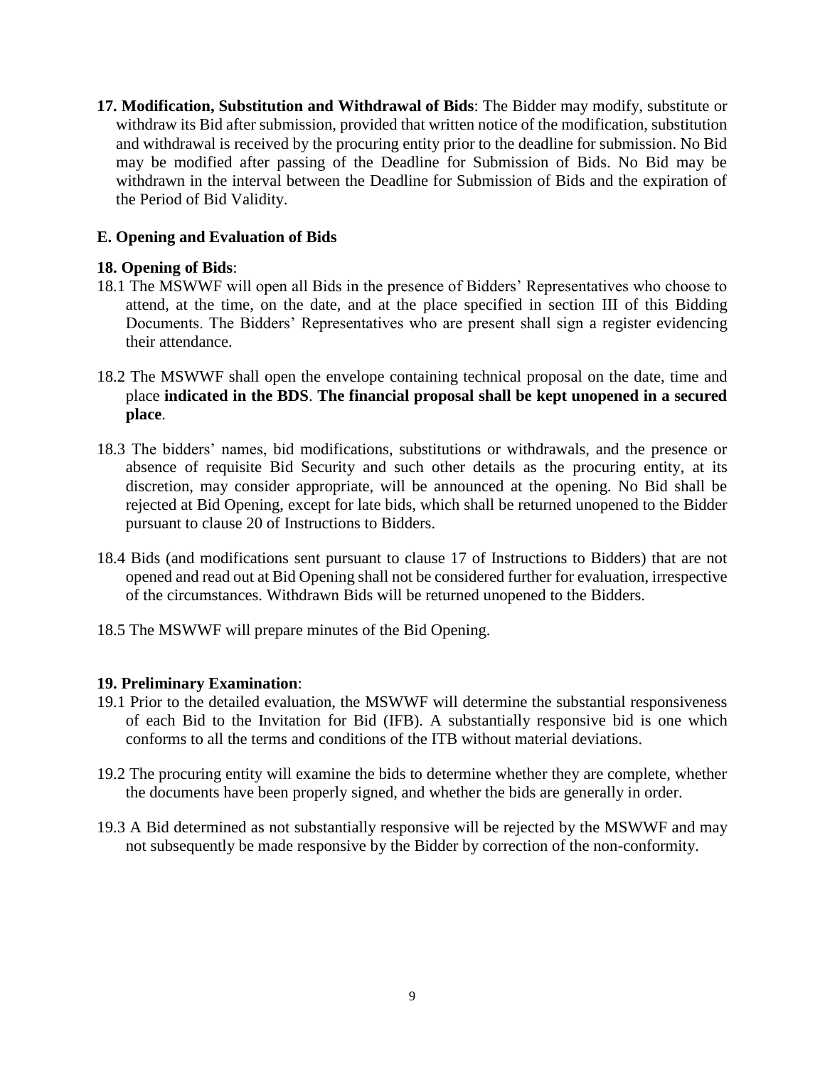**17. Modification, Substitution and Withdrawal of Bids**: The Bidder may modify, substitute or withdraw its Bid after submission, provided that written notice of the modification, substitution and withdrawal is received by the procuring entity prior to the deadline for submission. No Bid may be modified after passing of the Deadline for Submission of Bids. No Bid may be withdrawn in the interval between the Deadline for Submission of Bids and the expiration of the Period of Bid Validity.

### E. Opening and Evaluation of Bids

**18. Opening of Bids**:

18.1 The MSWWF will open all Bids in the presence of Bidders' Representatives who choose to attend, at the time, on the date, and at the place specified in section III of this Bidding Documents. The Bidders' Representatives who are present shall sign a register evidencing their attendance.

18.2 The MSWWF shall open the envelope containing technical proposal on the date, time and place **indicated in the BDS**. **The financial proposal shall be kept unopened in a secured place**.

18.3 The bidders' names, bid modifications, substitutions or withdrawals, and the presence or absence of requisite Bid Security and such other details as the procuring entity, at its discretion, may consider appropriate, will be announced at the opening. No Bid shall be rejected at Bid Opening, except for late bids, which shall be returned unopened to the Bidder pursuant to clause 20 of Instructions to Bidders.

18.4 Bids (and modifications sent pursuant to clause 17 of Instructions to Bidders) that are not opened and read out at Bid Opening shall not be considered further for evaluation, irrespective of the circumstances. Withdrawn Bids will be returned unopened to the Bidders.

18.5 The MSWWF will prepare minutes of the Bid Opening.

**19. Preliminary Examination**:

19.1 Prior to the detailed evaluation, the MSWWF will determine the substantial responsiveness of each Bid to the Invitation for Bid (IFB). A substantially responsive bid is one which conforms to all the terms and conditions of the ITB without material deviations.

19.2 The procuring entity will examine the bids to determine whether they are complete, whether the documents have been properly signed, and whether the bids are generally in order.

19.3 A Bid determined as not substantially responsive will be rejected by the MSWWF and may not subsequently be made responsive by the Bidder by correction of the non-conformity.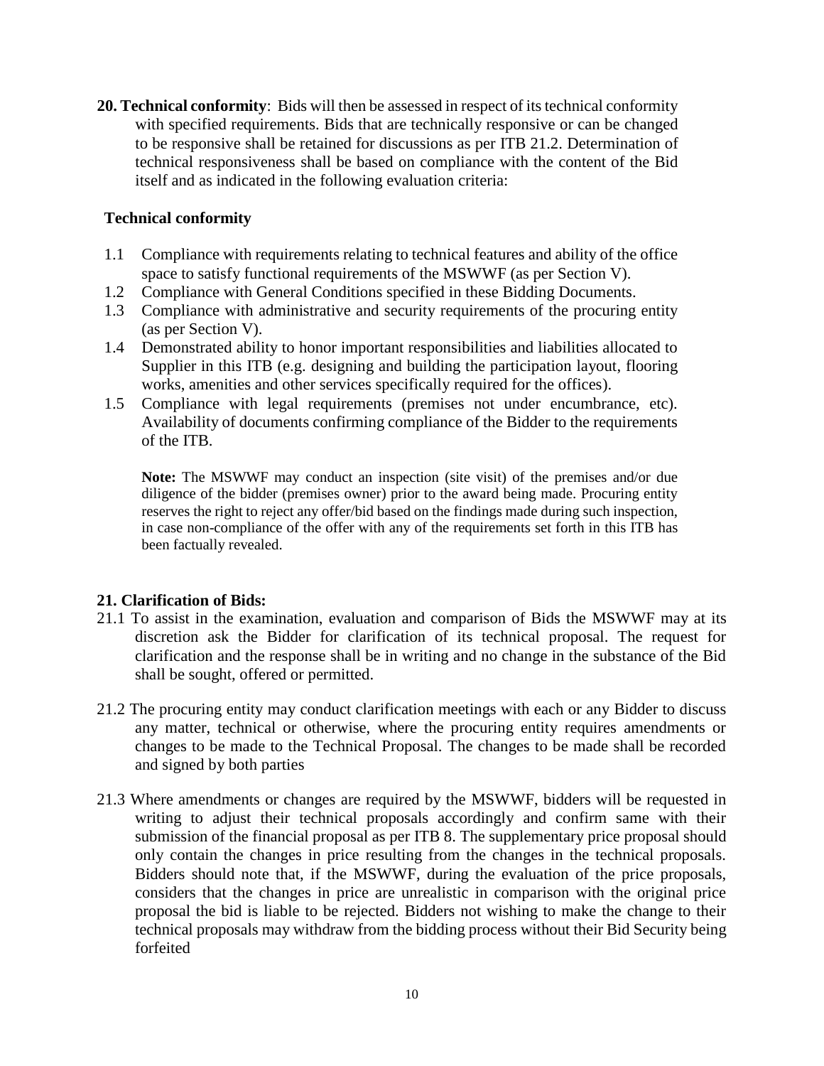**20. Technical conformity**: Bids will then be assessed in respect of its technical conformity with specified requirements. Bids that are technically responsive or can be changed to be responsive shall be retained for discussions as per ITB 21.2. Determination of technical responsiveness shall be based on compliance with the content of the Bid itself and as indicated in the following evaluation criteria:

**Technical conformity**

1.1 Compliance with requirements relating to technical features and ability of the office space to satisfy functional requirements of the MSWWF (as per Section V).
1.2 Compliance with General Conditions specified in these Bidding Documents.
1.3 Compliance with administrative and security requirements of the procuring entity (as per Section V).
1.4 Demonstrated ability to honor important responsibilities and liabilities allocated to Supplier in this ITB (e.g. designing and building the participation layout, flooring works, amenities and other services specifically required for the offices).
1.5 Compliance with legal requirements (premises not under encumbrance, etc). Availability of documents confirming compliance of the Bidder to the requirements of the ITB.

**Note:** The MSWWF may conduct an inspection (site visit) of the premises and/or due diligence of the bidder (premises owner) prior to the award being made. Procuring entity reserves the right to reject any offer/bid based on the findings made during such inspection, in case non-compliance of the offer with any of the requirements set forth in this ITB has been factually revealed.

**21. Clarification of Bids:**

21.1 To assist in the examination, evaluation and comparison of Bids the MSWWF may at its discretion ask the Bidder for clarification of its technical proposal. The request for clarification and the response shall be in writing and no change in the substance of the Bid shall be sought, offered or permitted.

21.2 The procuring entity may conduct clarification meetings with each or any Bidder to discuss any matter, technical or otherwise, where the procuring entity requires amendments or changes to be made to the Technical Proposal. The changes to be made shall be recorded and signed by both parties

21.3 Where amendments or changes are required by the MSWWF, bidders will be requested in writing to adjust their technical proposals accordingly and confirm same with their submission of the financial proposal as per ITB 8. The supplementary price proposal should only contain the changes in price resulting from the changes in the technical proposals. Bidders should note that, if the MSWWF, during the evaluation of the price proposals, considers that the changes in price are unrealistic in comparison with the original price proposal the bid is liable to be rejected. Bidders not wishing to make the change to their technical proposals may withdraw from the bidding process without their Bid Security being forfeited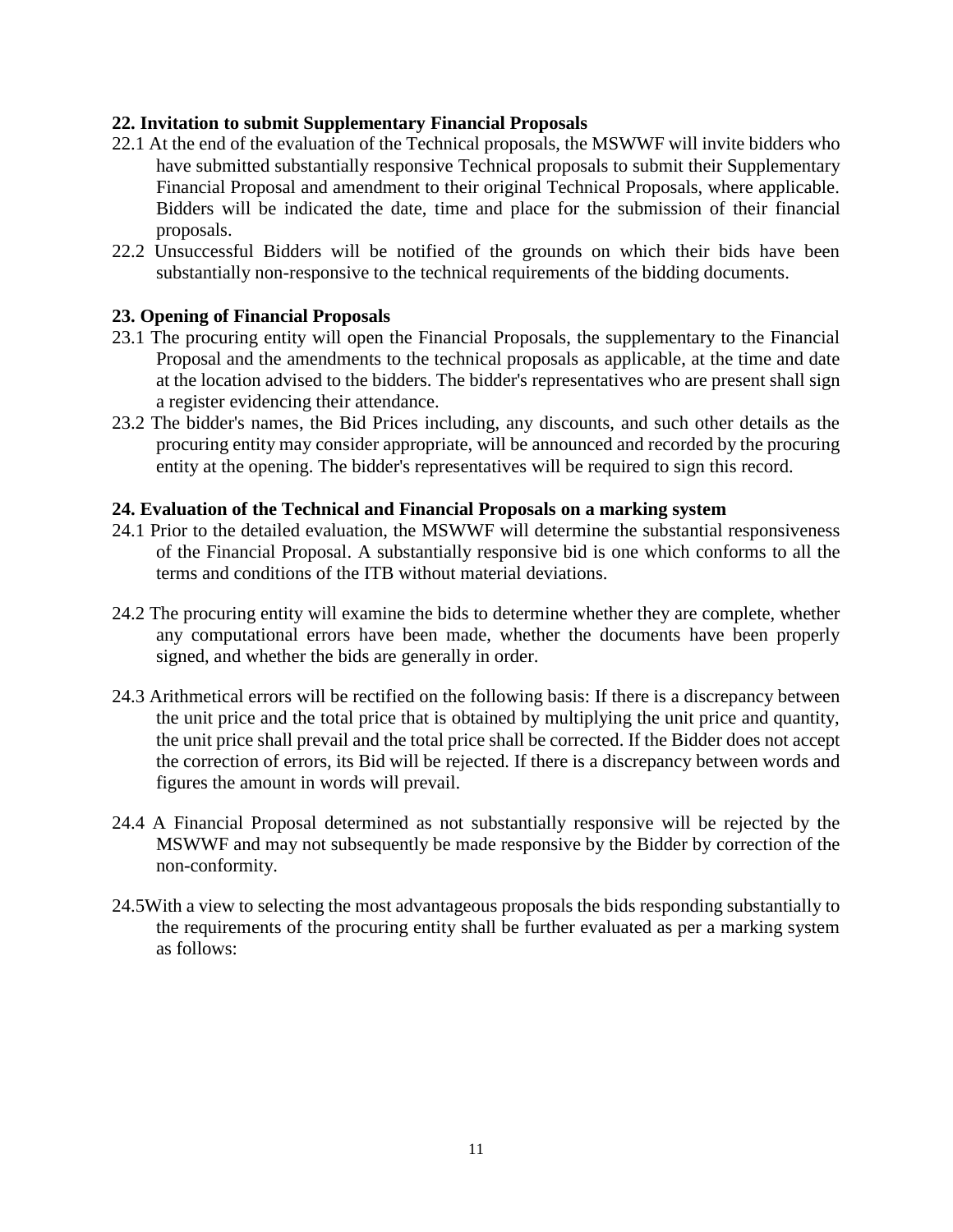**22. Invitation to submit Supplementary Financial Proposals**

22.1 At the end of the evaluation of the Technical proposals, the MSWWF will invite bidders who have submitted substantially responsive Technical proposals to submit their Supplementary Financial Proposal and amendment to their original Technical Proposals, where applicable. Bidders will be indicated the date, time and place for the submission of their financial proposals.

22.2 Unsuccessful Bidders will be notified of the grounds on which their bids have been substantially non-responsive to the technical requirements of the bidding documents.

**23. Opening of Financial Proposals**

23.1 The procuring entity will open the Financial Proposals, the supplementary to the Financial Proposal and the amendments to the technical proposals as applicable, at the time and date at the location advised to the bidders. The bidder's representatives who are present shall sign a register evidencing their attendance.

23.2 The bidder's names, the Bid Prices including, any discounts, and such other details as the procuring entity may consider appropriate, will be announced and recorded by the procuring entity at the opening. The bidder's representatives will be required to sign this record.

**24. Evaluation of the Technical and Financial Proposals on a marking system**

24.1 Prior to the detailed evaluation, the MSWWF will determine the substantial responsiveness of the Financial Proposal. A substantially responsive bid is one which conforms to all the terms and conditions of the ITB without material deviations.

24.2 The procuring entity will examine the bids to determine whether they are complete, whether any computational errors have been made, whether the documents have been properly signed, and whether the bids are generally in order.

24.3 Arithmetical errors will be rectified on the following basis: If there is a discrepancy between the unit price and the total price that is obtained by multiplying the unit price and quantity, the unit price shall prevail and the total price shall be corrected. If the Bidder does not accept the correction of errors, its Bid will be rejected. If there is a discrepancy between words and figures the amount in words will prevail.

24.4 A Financial Proposal determined as not substantially responsive will be rejected by the MSWWF and may not subsequently be made responsive by the Bidder by correction of the non-conformity.

24.5With a view to selecting the most advantageous proposals the bids responding substantially to the requirements of the procuring entity shall be further evaluated as per a marking system as follows: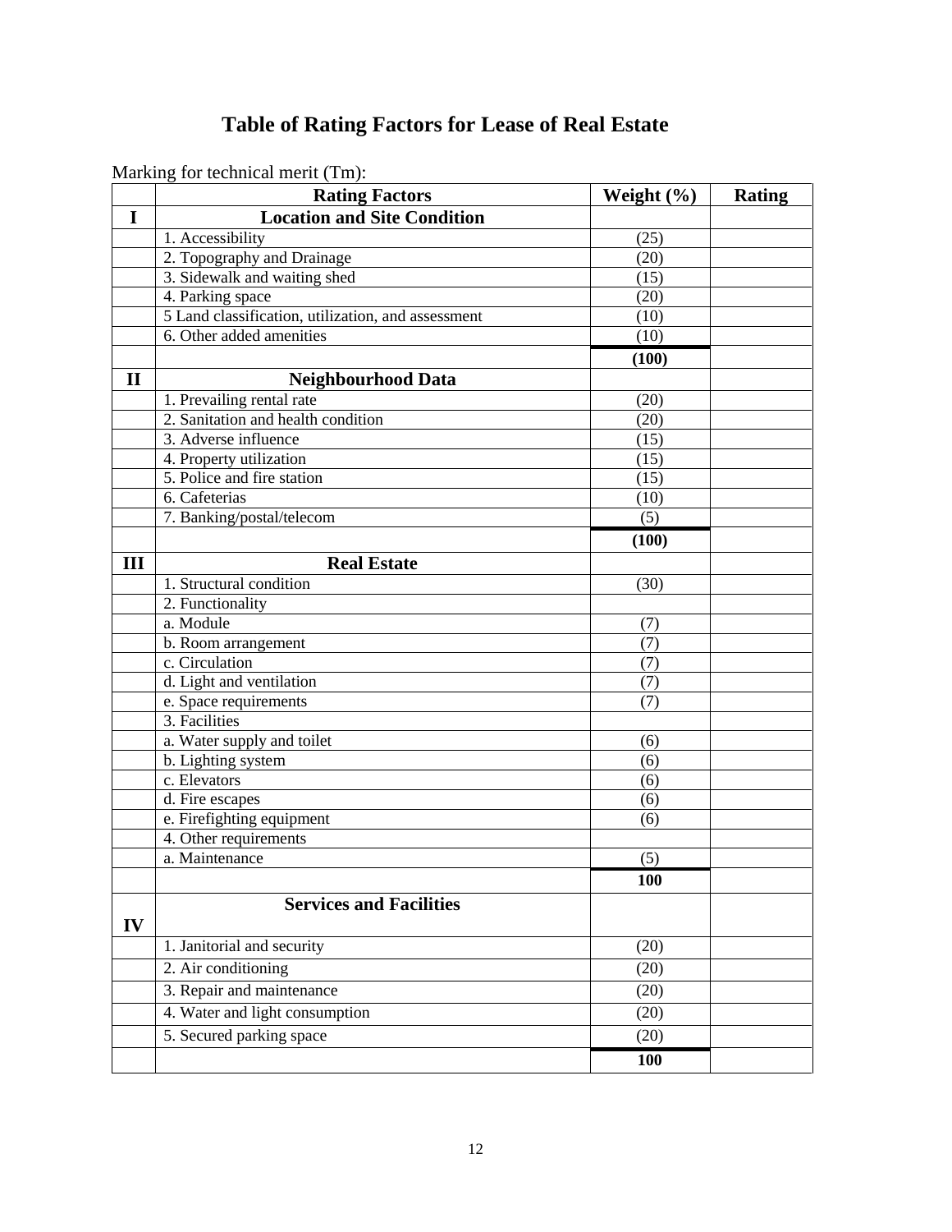# Table of Rating Factors for Lease of Real Estate

Marking for technical merit (Tm):

| | Rating Factors | Weight (%) | Rating |
|---|---|---|---|
| **I** | **Location and Site Condition** | | |
| | 1. Accessibility | (25) | |
| | 2. Topography and Drainage | (20) | |
| | 3. Sidewalk and waiting shed | (15) | |
| | 4. Parking space | (20) | |
| | 5 Land classification, utilization, and assessment | (10) | |
| | 6. Other added amenities | (10) | |
| | | **(100)** | |
| **II** | **Neighbourhood Data** | | |
| | 1. Prevailing rental rate | (20) | |
| | 2. Sanitation and health condition | (20) | |
| | 3. Adverse influence | (15) | |
| | 4. Property utilization | (15) | |
| | 5. Police and fire station | (15) | |
| | 6. Cafeterias | (10) | |
| | 7. Banking/postal/telecom | (5) | |
| | | **(100)** | |
| **III** | **Real Estate** | | |
| | 1. Structural condition | (30) | |
| | 2. Functionality | | |
| | a. Module | (7) | |
| | b. Room arrangement | (7) | |
| | c. Circulation | (7) | |
| | d. Light and ventilation | (7) | |
| | e. Space requirements | (7) | |
| | 3. Facilities | | |
| | a. Water supply and toilet | (6) | |
| | b. Lighting system | (6) | |
| | c. Elevators | (6) | |
| | d. Fire escapes | (6) | |
| | e. Firefighting equipment | (6) | |
| | 4. Other requirements | | |
| | a. Maintenance | (5) | |
| | | **100** | |
| **IV** | **Services and Facilities** | | |
| | 1. Janitorial and security | (20) | |
| | 2. Air conditioning | (20) | |
| | 3. Repair and maintenance | (20) | |
| | 4. Water and light consumption | (20) | |
| | 5. Secured parking space | (20) | |
| | | **100** | |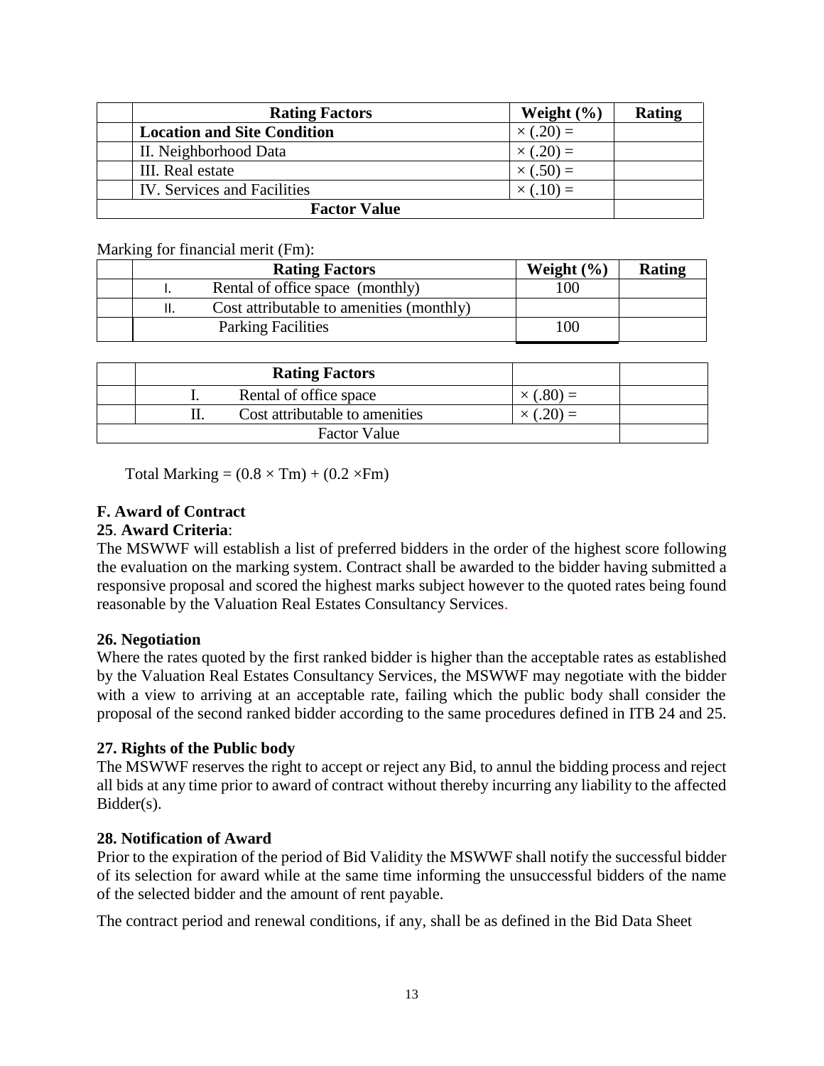| | Rating Factors | Weight (%) | Rating |
|---|---|---|---|
| | **Location and Site Condition** | × (.20) = | |
| | II. Neighborhood Data | × (.20) = | |
| | III. Real estate | × (.50) = | |
| | IV. Services and Facilities | × (.10) = | |
| **Factor Value** | | | |

Marking for financial merit (Fm):

| | Rating Factors | Weight (%) | Rating |
|---|---|---|---|
| | I. Rental of office space (monthly) | 100 | |
| | II. Cost attributable to amenities (monthly) | | |
| | Parking Facilities | 100 | |

| | Rating Factors | | |
|---|---|---|---|
| | I. Rental of office space | × (.80) = | |
| | II. Cost attributable to amenities | × (.20) = | |
| Factor Value | | | |

Total Marking = $(0.8 \times Tm) + (0.2 \times Fm)$

## F. Award of Contract

**25**. **Award Criteria**:

The MSWWF will establish a list of preferred bidders in the order of the highest score following the evaluation on the marking system. Contract shall be awarded to the bidder having submitted a responsive proposal and scored the highest marks subject however to the quoted rates being found reasonable by the Valuation Real Estates Consultancy Services.

**26. Negotiation**

Where the rates quoted by the first ranked bidder is higher than the acceptable rates as established by the Valuation Real Estates Consultancy Services, the MSWWF may negotiate with the bidder with a view to arriving at an acceptable rate, failing which the public body shall consider the proposal of the second ranked bidder according to the same procedures defined in ITB 24 and 25.

**27. Rights of the Public body**

The MSWWF reserves the right to accept or reject any Bid, to annul the bidding process and reject all bids at any time prior to award of contract without thereby incurring any liability to the affected Bidder(s).

**28. Notification of Award**

Prior to the expiration of the period of Bid Validity the MSWWF shall notify the successful bidder of its selection for award while at the same time informing the unsuccessful bidders of the name of the selected bidder and the amount of rent payable.

The contract period and renewal conditions, if any, shall be as defined in the Bid Data Sheet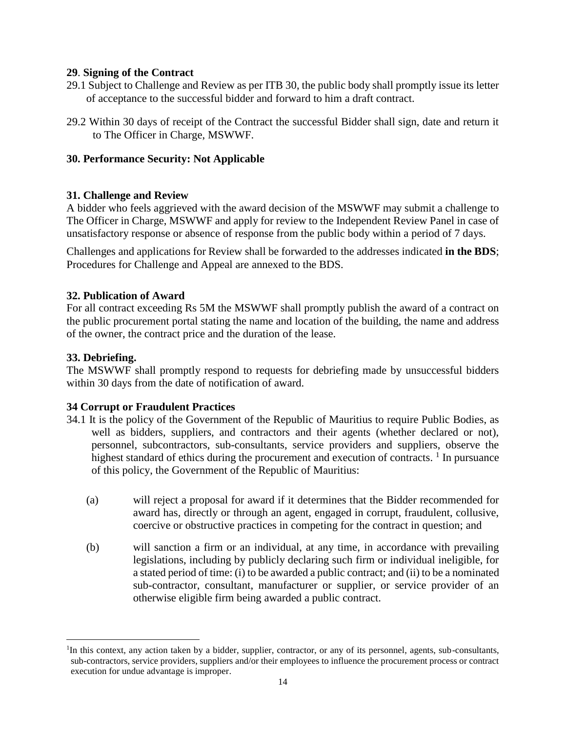**29**. **Signing of the Contract**

29.1 Subject to Challenge and Review as per ITB 30, the public body shall promptly issue its letter of acceptance to the successful bidder and forward to him a draft contract.

29.2 Within 30 days of receipt of the Contract the successful Bidder shall sign, date and return it to The Officer in Charge, MSWWF.

**30. Performance Security: Not Applicable**

**31. Challenge and Review**

A bidder who feels aggrieved with the award decision of the MSWWF may submit a challenge to The Officer in Charge, MSWWF and apply for review to the Independent Review Panel in case of unsatisfactory response or absence of response from the public body within a period of 7 days.

Challenges and applications for Review shall be forwarded to the addresses indicated **in the BDS**; Procedures for Challenge and Appeal are annexed to the BDS.

**32. Publication of Award**

For all contract exceeding Rs 5M the MSWWF shall promptly publish the award of a contract on the public procurement portal stating the name and location of the building, the name and address of the owner, the contract price and the duration of the lease.

**33. Debriefing.**

The MSWWF shall promptly respond to requests for debriefing made by unsuccessful bidders within 30 days from the date of notification of award.

**34 Corrupt or Fraudulent Practices**

34.1 It is the policy of the Government of the Republic of Mauritius to require Public Bodies, as well as bidders, suppliers, and contractors and their agents (whether declared or not), personnel, subcontractors, sub-consultants, service providers and suppliers, observe the highest standard of ethics during the procurement and execution of contracts. [1] In pursuance of this policy, the Government of the Republic of Mauritius:

(a) will reject a proposal for award if it determines that the Bidder recommended for award has, directly or through an agent, engaged in corrupt, fraudulent, collusive, coercive or obstructive practices in competing for the contract in question; and

(b) will sanction a firm or an individual, at any time, in accordance with prevailing legislations, including by publicly declaring such firm or individual ineligible, for a stated period of time: (i) to be awarded a public contract; and (ii) to be a nominated sub-contractor, consultant, manufacturer or supplier, or service provider of an otherwise eligible firm being awarded a public contract.

---

[1] In this context, any action taken by a bidder, supplier, contractor, or any of its personnel, agents, sub-consultants, sub-contractors, service providers, suppliers and/or their employees to influence the procurement process or contract execution for undue advantage is improper.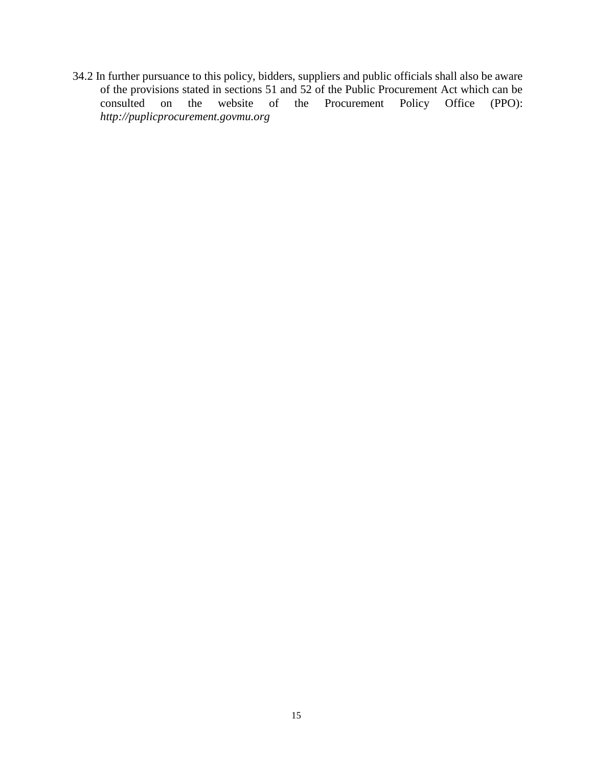34.2 In further pursuance to this policy, bidders, suppliers and public officials shall also be aware of the provisions stated in sections 51 and 52 of the Public Procurement Act which can be consulted on the website of the Procurement Policy Office (PPO): *http://puplicprocurement.govmu.org*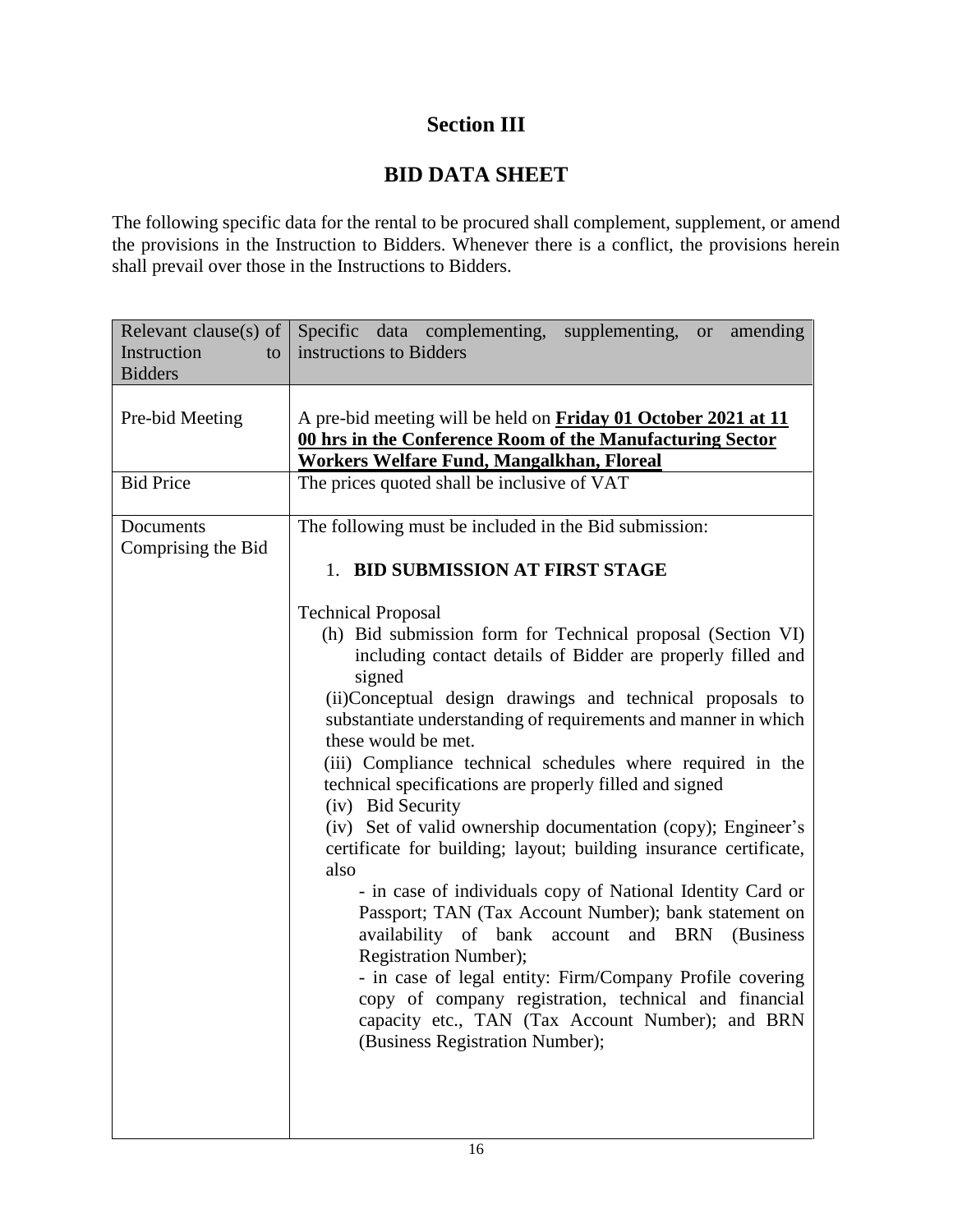# Section III

## BID DATA SHEET

The following specific data for the rental to be procured shall complement, supplement, or amend the provisions in the Instruction to Bidders. Whenever there is a conflict, the provisions herein shall prevail over those in the Instructions to Bidders.

| Relevant clause(s) of Instruction to Bidders | Specific data complementing, supplementing, or amending instructions to Bidders |
|---|---|
| Pre-bid Meeting | A pre-bid meeting will be held on **<u>Friday 01 October 2021 at 11 00 hrs in the Conference Room of the Manufacturing Sector Workers Welfare Fund, Mangalkhan, Floreal</u>** |
| Bid Price | The prices quoted shall be inclusive of VAT |
| Documents Comprising the Bid | The following must be included in the Bid submission:<br><br>1. **BID SUBMISSION AT FIRST STAGE**<br><br>Technical Proposal<br>(h) Bid submission form for Technical proposal (Section VI) including contact details of Bidder are properly filled and signed<br>(ii)Conceptual design drawings and technical proposals to substantiate understanding of requirements and manner in which these would be met.<br>(iii) Compliance technical schedules where required in the technical specifications are properly filled and signed<br>(iv) Bid Security<br>(iv) Set of valid ownership documentation (copy); Engineer's certificate for building; layout; building insurance certificate, also<br>- in case of individuals copy of National Identity Card or Passport; TAN (Tax Account Number); bank statement on availability of bank account and BRN (Business Registration Number);<br>- in case of legal entity: Firm/Company Profile covering copy of company registration, technical and financial capacity etc., TAN (Tax Account Number); and BRN (Business Registration Number); |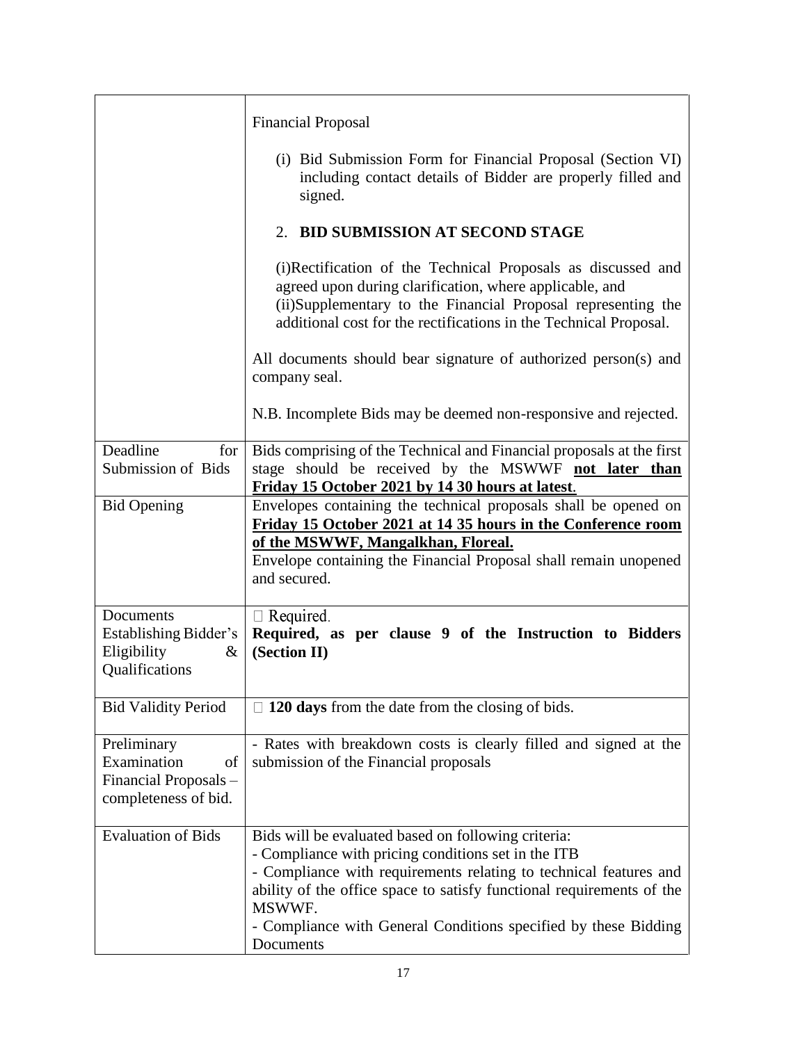| | |
|---|---|
| | Financial Proposal<br><br>(i) Bid Submission Form for Financial Proposal (Section VI) including contact details of Bidder are properly filled and signed.<br><br>2. **BID SUBMISSION AT SECOND STAGE**<br><br>(i)Rectification of the Technical Proposals as discussed and agreed upon during clarification, where applicable, and<br>(ii)Supplementary to the Financial Proposal representing the additional cost for the rectifications in the Technical Proposal.<br><br>All documents should bear signature of authorized person(s) and company seal.<br><br>N.B. Incomplete Bids may be deemed non-responsive and rejected. |
| Deadline for Submission of Bids | Bids comprising of the Technical and Financial proposals at the first stage should be received by the MSWWF **<u>not later than Friday 15 October 2021 by 14 30 hours at latest</u>**. |
| Bid Opening | Envelopes containing the technical proposals shall be opened on **<u>Friday 15 October 2021 at 14 35 hours in the Conference room of the MSWWF, Mangalkhan, Floreal.</u>**<br>Envelope containing the Financial Proposal shall remain unopened and secured. |
| Documents Establishing Bidder's Eligibility & Qualifications | ☐ Required.<br>**Required, as per clause 9 of the Instruction to Bidders (Section II)** |
| Bid Validity Period | ☐ **120 days** from the date from the closing of bids. |
| Preliminary Examination of Financial Proposals – completeness of bid. | - Rates with breakdown costs is clearly filled and signed at the submission of the Financial proposals |
| Evaluation of Bids | Bids will be evaluated based on following criteria:<br>- Compliance with pricing conditions set in the ITB<br>- Compliance with requirements relating to technical features and ability of the office space to satisfy functional requirements of the MSWWF.<br>- Compliance with General Conditions specified by these Bidding Documents |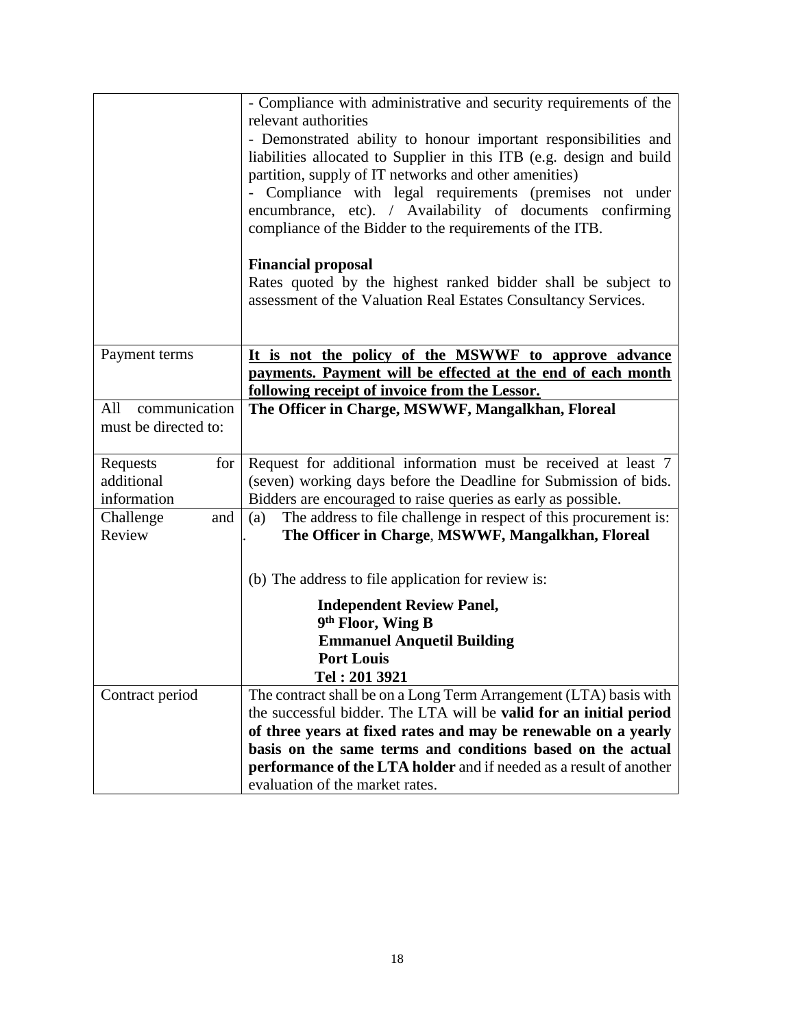| | |
|---|---|
| | - Compliance with administrative and security requirements of the relevant authorities<br>- Demonstrated ability to honour important responsibilities and liabilities allocated to Supplier in this ITB (e.g. design and build partition, supply of IT networks and other amenities)<br>- Compliance with legal requirements (premises not under encumbrance, etc). / Availability of documents confirming compliance of the Bidder to the requirements of the ITB.<br><br>**Financial proposal**<br>Rates quoted by the highest ranked bidder shall be subject to assessment of the Valuation Real Estates Consultancy Services. |
| Payment terms | **It is not the policy of the MSWWF to approve advance payments. Payment will be effected at the end of each month following receipt of invoice from the Lessor.** |
| All communication must be directed to: | **The Officer in Charge, MSWWF, Mangalkhan, Floreal** |
| Requests for additional information | Request for additional information must be received at least 7 (seven) working days before the Deadline for Submission of bids. Bidders are encouraged to raise queries as early as possible. |
| Challenge and Review | (a) The address to file challenge in respect of this procurement is:<br>**The Officer in Charge, MSWWF, Mangalkhan, Floreal**<br><br>(b) The address to file application for review is:<br><br>**Independent Review Panel,**<br>**9th Floor, Wing B**<br>**Emmanuel Anquetil Building**<br>**Port Louis**<br>**Tel : 201 3921** |
| Contract period | The contract shall be on a Long Term Arrangement (LTA) basis with the successful bidder. The LTA will be **valid for an initial period of three years at fixed rates and may be renewable on a yearly basis on the same terms and conditions based on the actual performance of the LTA holder** and if needed as a result of another evaluation of the market rates. |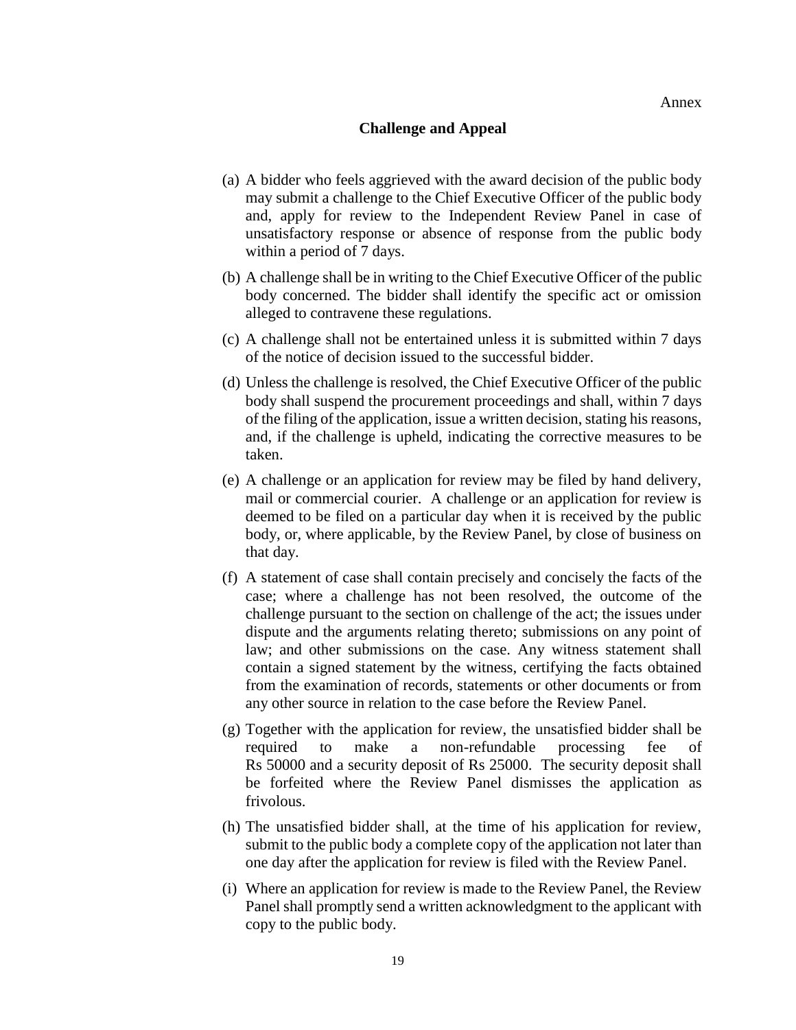Annex

## Challenge and Appeal

(a) A bidder who feels aggrieved with the award decision of the public body may submit a challenge to the Chief Executive Officer of the public body and, apply for review to the Independent Review Panel in case of unsatisfactory response or absence of response from the public body within a period of 7 days.

(b) A challenge shall be in writing to the Chief Executive Officer of the public body concerned. The bidder shall identify the specific act or omission alleged to contravene these regulations.

(c) A challenge shall not be entertained unless it is submitted within 7 days of the notice of decision issued to the successful bidder.

(d) Unless the challenge is resolved, the Chief Executive Officer of the public body shall suspend the procurement proceedings and shall, within 7 days of the filing of the application, issue a written decision, stating his reasons, and, if the challenge is upheld, indicating the corrective measures to be taken.

(e) A challenge or an application for review may be filed by hand delivery, mail or commercial courier. A challenge or an application for review is deemed to be filed on a particular day when it is received by the public body, or, where applicable, by the Review Panel, by close of business on that day.

(f) A statement of case shall contain precisely and concisely the facts of the case; where a challenge has not been resolved, the outcome of the challenge pursuant to the section on challenge of the act; the issues under dispute and the arguments relating thereto; submissions on any point of law; and other submissions on the case. Any witness statement shall contain a signed statement by the witness, certifying the facts obtained from the examination of records, statements or other documents or from any other source in relation to the case before the Review Panel.

(g) Together with the application for review, the unsatisfied bidder shall be required to make a non-refundable processing fee of Rs 50000 and a security deposit of Rs 25000. The security deposit shall be forfeited where the Review Panel dismisses the application as frivolous.

(h) The unsatisfied bidder shall, at the time of his application for review, submit to the public body a complete copy of the application not later than one day after the application for review is filed with the Review Panel.

(i) Where an application for review is made to the Review Panel, the Review Panel shall promptly send a written acknowledgment to the applicant with copy to the public body.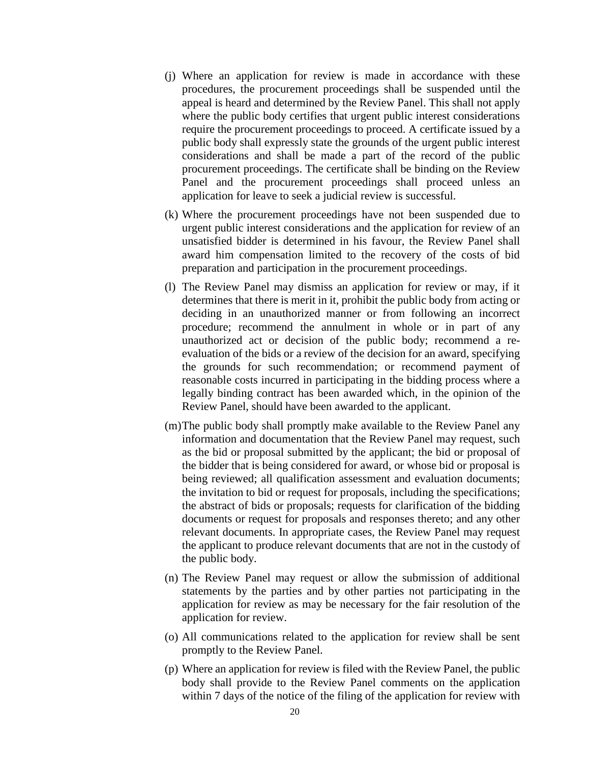(j) Where an application for review is made in accordance with these procedures, the procurement proceedings shall be suspended until the appeal is heard and determined by the Review Panel. This shall not apply where the public body certifies that urgent public interest considerations require the procurement proceedings to proceed. A certificate issued by a public body shall expressly state the grounds of the urgent public interest considerations and shall be made a part of the record of the public procurement proceedings. The certificate shall be binding on the Review Panel and the procurement proceedings shall proceed unless an application for leave to seek a judicial review is successful.

(k) Where the procurement proceedings have not been suspended due to urgent public interest considerations and the application for review of an unsatisfied bidder is determined in his favour, the Review Panel shall award him compensation limited to the recovery of the costs of bid preparation and participation in the procurement proceedings.

(l) The Review Panel may dismiss an application for review or may, if it determines that there is merit in it, prohibit the public body from acting or deciding in an unauthorized manner or from following an incorrect procedure; recommend the annulment in whole or in part of any unauthorized act or decision of the public body; recommend a re-evaluation of the bids or a review of the decision for an award, specifying the grounds for such recommendation; or recommend payment of reasonable costs incurred in participating in the bidding process where a legally binding contract has been awarded which, in the opinion of the Review Panel, should have been awarded to the applicant.

(m) The public body shall promptly make available to the Review Panel any information and documentation that the Review Panel may request, such as the bid or proposal submitted by the applicant; the bid or proposal of the bidder that is being considered for award, or whose bid or proposal is being reviewed; all qualification assessment and evaluation documents; the invitation to bid or request for proposals, including the specifications; the abstract of bids or proposals; requests for clarification of the bidding documents or request for proposals and responses thereto; and any other relevant documents. In appropriate cases, the Review Panel may request the applicant to produce relevant documents that are not in the custody of the public body.

(n) The Review Panel may request or allow the submission of additional statements by the parties and by other parties not participating in the application for review as may be necessary for the fair resolution of the application for review.

(o) All communications related to the application for review shall be sent promptly to the Review Panel.

(p) Where an application for review is filed with the Review Panel, the public body shall provide to the Review Panel comments on the application within 7 days of the notice of the filing of the application for review with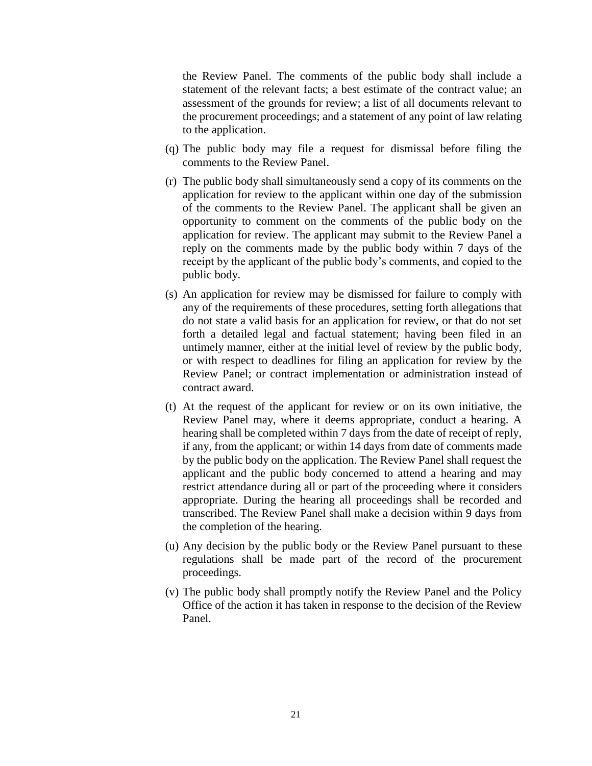the Review Panel. The comments of the public body shall include a statement of the relevant facts; a best estimate of the contract value; an assessment of the grounds for review; a list of all documents relevant to the procurement proceedings; and a statement of any point of law relating to the application.

(q) The public body may file a request for dismissal before filing the comments to the Review Panel.

(r) The public body shall simultaneously send a copy of its comments on the application for review to the applicant within one day of the submission of the comments to the Review Panel. The applicant shall be given an opportunity to comment on the comments of the public body on the application for review. The applicant may submit to the Review Panel a reply on the comments made by the public body within 7 days of the receipt by the applicant of the public body's comments, and copied to the public body.

(s) An application for review may be dismissed for failure to comply with any of the requirements of these procedures, setting forth allegations that do not state a valid basis for an application for review, or that do not set forth a detailed legal and factual statement; having been filed in an untimely manner, either at the initial level of review by the public body, or with respect to deadlines for filing an application for review by the Review Panel; or contract implementation or administration instead of contract award.

(t) At the request of the applicant for review or on its own initiative, the Review Panel may, where it deems appropriate, conduct a hearing. A hearing shall be completed within 7 days from the date of receipt of reply, if any, from the applicant; or within 14 days from date of comments made by the public body on the application. The Review Panel shall request the applicant and the public body concerned to attend a hearing and may restrict attendance during all or part of the proceeding where it considers appropriate. During the hearing all proceedings shall be recorded and transcribed. The Review Panel shall make a decision within 9 days from the completion of the hearing.

(u) Any decision by the public body or the Review Panel pursuant to these regulations shall be made part of the record of the procurement proceedings.

(v) The public body shall promptly notify the Review Panel and the Policy Office of the action it has taken in response to the decision of the Review Panel.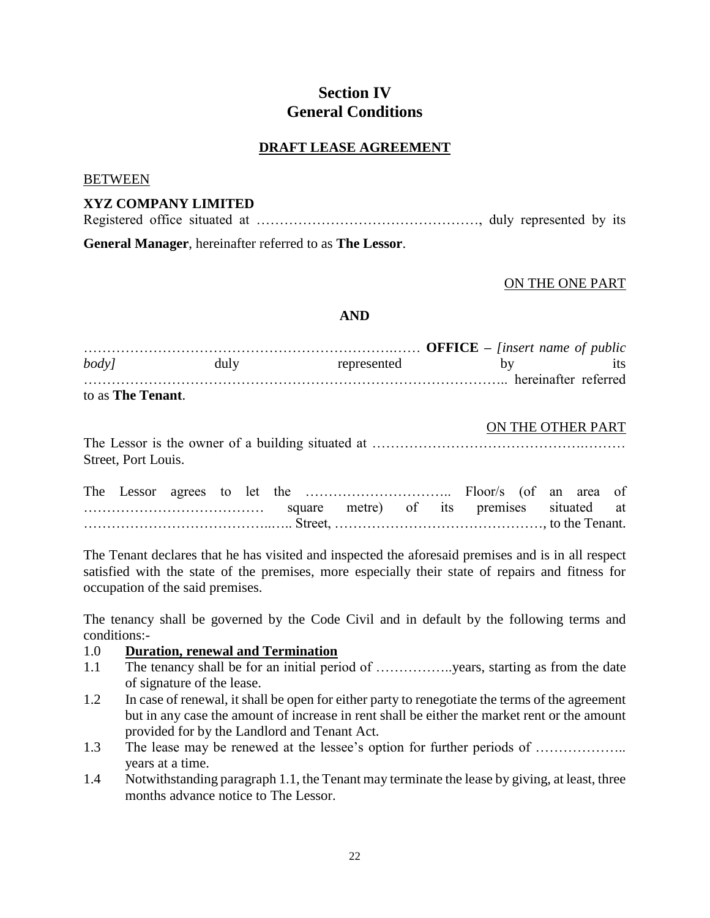# Section IV
# General Conditions

## DRAFT LEASE AGREEMENT

BETWEEN

**XYZ COMPANY LIMITED**

Registered office situated at ……………………………………….., duly represented by its **General Manager**, hereinafter referred to as **The Lessor**.

ON THE ONE PART

**AND**

……………………………………………………………….…… **OFFICE** – *[insert name of public body]* duly represented by its ……………………………………………………………………………….. hereinafter referred to as **The Tenant**.

ON THE OTHER PART

The Lessor is the owner of a building situated at ………………………………………..……… Street, Port Louis.

The Lessor agrees to let the ………………………….. Floor/s (of an area of ………………….…………… square metre) of its premises situated at ………………………………...….. Street, ……………………………………., to the Tenant.

The Tenant declares that he has visited and inspected the aforesaid premises and is in all respect satisfied with the state of the premises, more especially their state of repairs and fitness for occupation of the said premises.

The tenancy shall be governed by the Code Civil and in default by the following terms and conditions:-

1.0 **Duration, renewal and Termination**

1.1 The tenancy shall be for an initial period of ……………..years, starting as from the date of signature of the lease.

1.2 In case of renewal, it shall be open for either party to renegotiate the terms of the agreement but in any case the amount of increase in rent shall be either the market rent or the amount provided for by the Landlord and Tenant Act.

1.3 The lease may be renewed at the lessee's option for further periods of ……………….. years at a time.

1.4 Notwithstanding paragraph 1.1, the Tenant may terminate the lease by giving, at least, three months advance notice to The Lessor.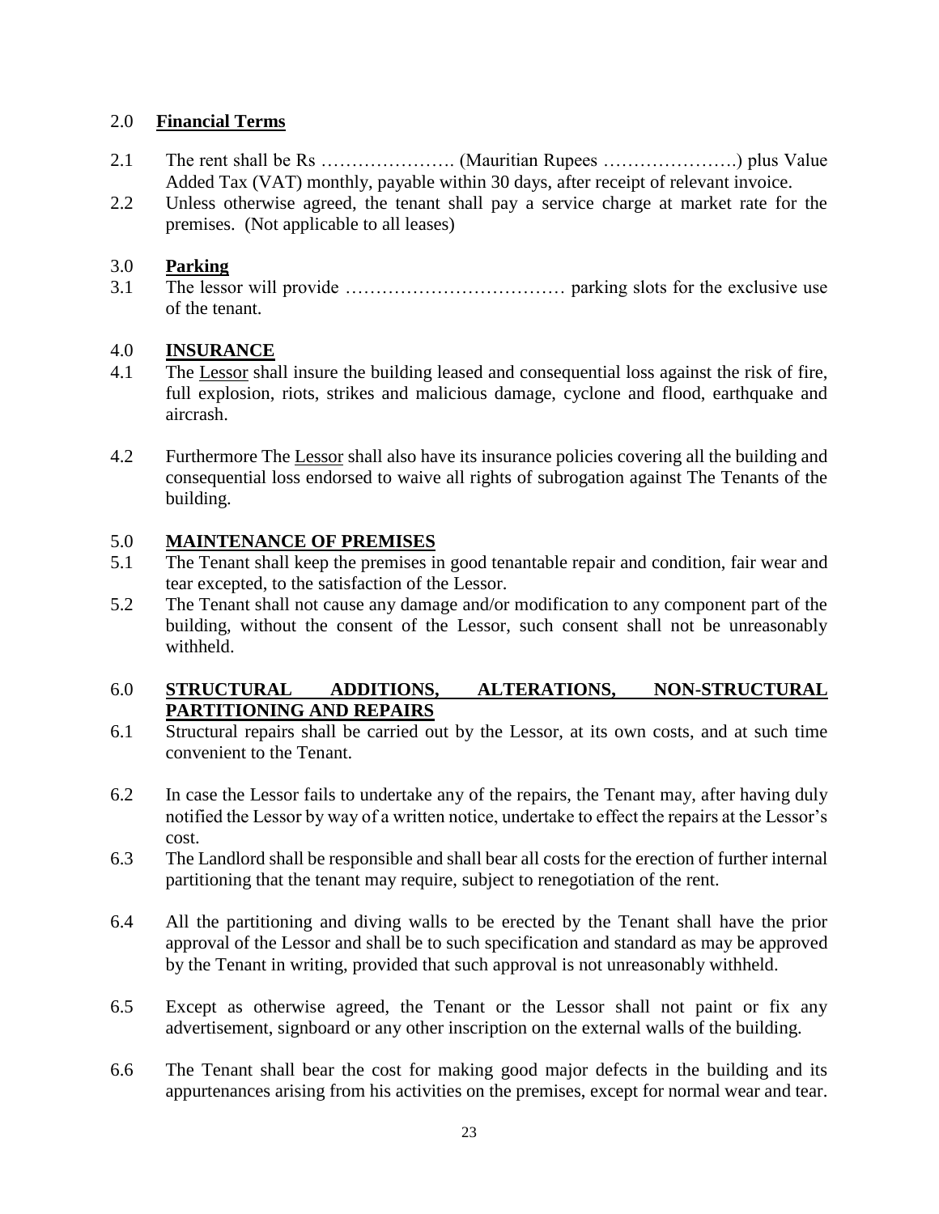## 2.0 **Financial Terms**

2.1 The rent shall be Rs …………………. (Mauritian Rupees ………………….) plus Value Added Tax (VAT) monthly, payable within 30 days, after receipt of relevant invoice.

2.2 Unless otherwise agreed, the tenant shall pay a service charge at market rate for the premises. (Not applicable to all leases)

## 3.0 **Parking**

3.1 The lessor will provide ……………………………… parking slots for the exclusive use of the tenant.

## 4.0 **INSURANCE**

4.1 The Lessor shall insure the building leased and consequential loss against the risk of fire, full explosion, riots, strikes and malicious damage, cyclone and flood, earthquake and aircrash.

4.2 Furthermore The Lessor shall also have its insurance policies covering all the building and consequential loss endorsed to waive all rights of subrogation against The Tenants of the building.

## 5.0 **MAINTENANCE OF PREMISES**

5.1 The Tenant shall keep the premises in good tenantable repair and condition, fair wear and tear excepted, to the satisfaction of the Lessor.

5.2 The Tenant shall not cause any damage and/or modification to any component part of the building, without the consent of the Lessor, such consent shall not be unreasonably withheld.

## 6.0 **STRUCTURAL ADDITIONS, ALTERATIONS, NON-STRUCTURAL PARTITIONING AND REPAIRS**

6.1 Structural repairs shall be carried out by the Lessor, at its own costs, and at such time convenient to the Tenant.

6.2 In case the Lessor fails to undertake any of the repairs, the Tenant may, after having duly notified the Lessor by way of a written notice, undertake to effect the repairs at the Lessor's cost.

6.3 The Landlord shall be responsible and shall bear all costs for the erection of further internal partitioning that the tenant may require, subject to renegotiation of the rent.

6.4 All the partitioning and diving walls to be erected by the Tenant shall have the prior approval of the Lessor and shall be to such specification and standard as may be approved by the Tenant in writing, provided that such approval is not unreasonably withheld.

6.5 Except as otherwise agreed, the Tenant or the Lessor shall not paint or fix any advertisement, signboard or any other inscription on the external walls of the building.

6.6 The Tenant shall bear the cost for making good major defects in the building and its appurtenances arising from his activities on the premises, except for normal wear and tear.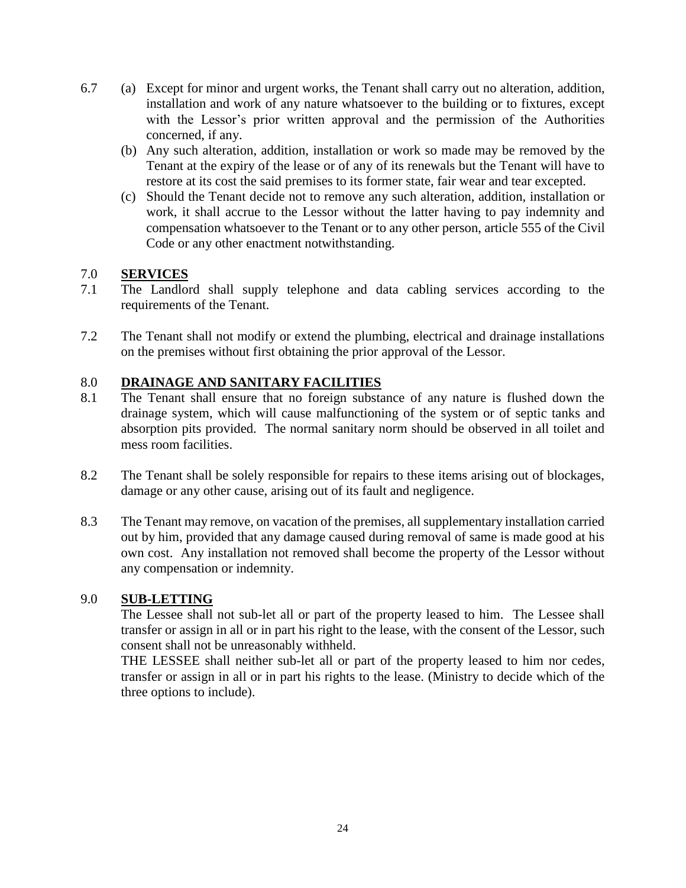6.7 (a) Except for minor and urgent works, the Tenant shall carry out no alteration, addition, installation and work of any nature whatsoever to the building or to fixtures, except with the Lessor's prior written approval and the permission of the Authorities concerned, if any.

(b) Any such alteration, addition, installation or work so made may be removed by the Tenant at the expiry of the lease or of any of its renewals but the Tenant will have to restore at its cost the said premises to its former state, fair wear and tear excepted.

(c) Should the Tenant decide not to remove any such alteration, addition, installation or work, it shall accrue to the Lessor without the latter having to pay indemnity and compensation whatsoever to the Tenant or to any other person, article 555 of the Civil Code or any other enactment notwithstanding.

## 7.0 **SERVICES**

7.1 The Landlord shall supply telephone and data cabling services according to the requirements of the Tenant.

7.2 The Tenant shall not modify or extend the plumbing, electrical and drainage installations on the premises without first obtaining the prior approval of the Lessor.

## 8.0 **DRAINAGE AND SANITARY FACILITIES**

8.1 The Tenant shall ensure that no foreign substance of any nature is flushed down the drainage system, which will cause malfunctioning of the system or of septic tanks and absorption pits provided. The normal sanitary norm should be observed in all toilet and mess room facilities.

8.2 The Tenant shall be solely responsible for repairs to these items arising out of blockages, damage or any other cause, arising out of its fault and negligence.

8.3 The Tenant may remove, on vacation of the premises, all supplementary installation carried out by him, provided that any damage caused during removal of same is made good at his own cost. Any installation not removed shall become the property of the Lessor without any compensation or indemnity.

## 9.0 **SUB-LETTING**

The Lessee shall not sub-let all or part of the property leased to him. The Lessee shall transfer or assign in all or in part his right to the lease, with the consent of the Lessor, such consent shall not be unreasonably withheld.

THE LESSEE shall neither sub-let all or part of the property leased to him nor cedes, transfer or assign in all or in part his rights to the lease. (Ministry to decide which of the three options to include).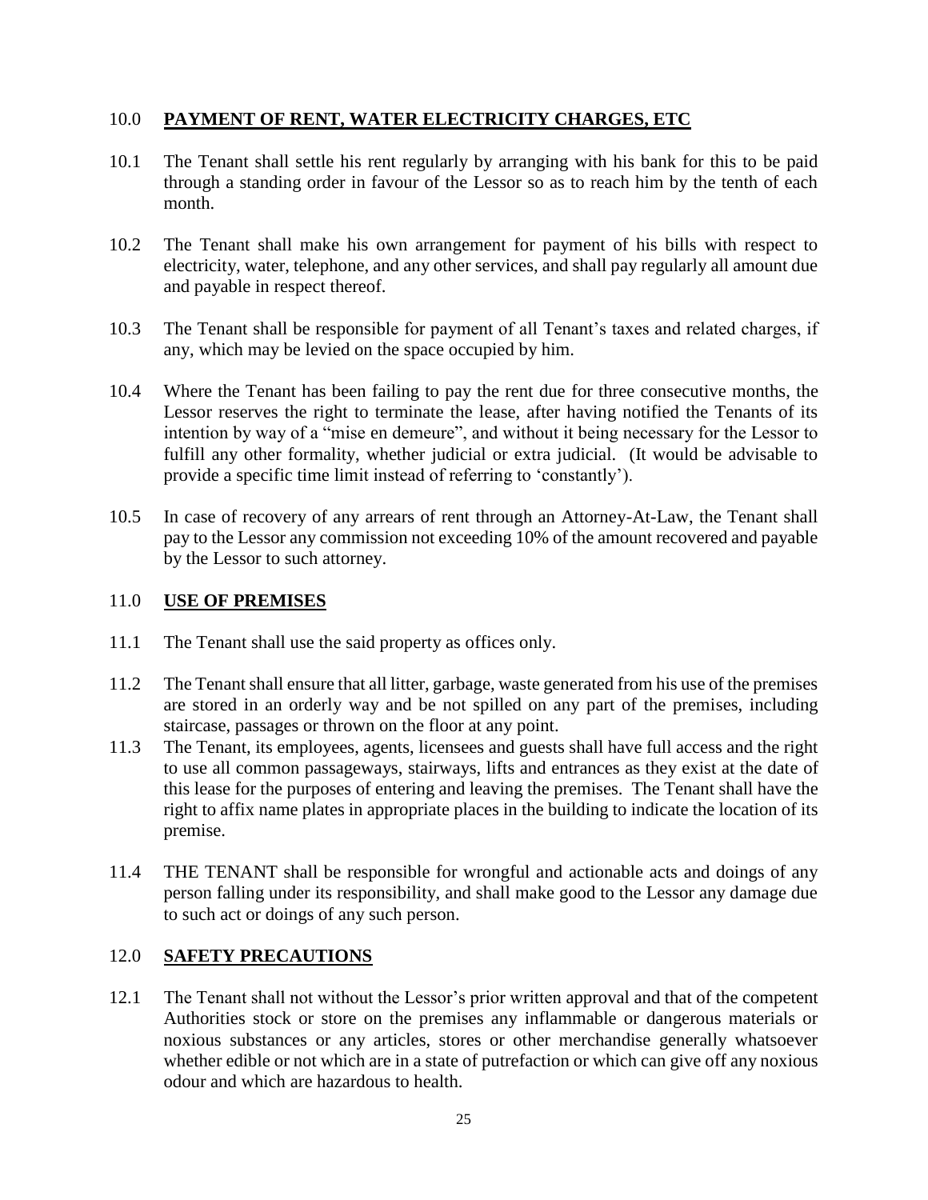## 10.0 **PAYMENT OF RENT, WATER ELECTRICITY CHARGES, ETC**

10.1 The Tenant shall settle his rent regularly by arranging with his bank for this to be paid through a standing order in favour of the Lessor so as to reach him by the tenth of each month.

10.2 The Tenant shall make his own arrangement for payment of his bills with respect to electricity, water, telephone, and any other services, and shall pay regularly all amount due and payable in respect thereof.

10.3 The Tenant shall be responsible for payment of all Tenant's taxes and related charges, if any, which may be levied on the space occupied by him.

10.4 Where the Tenant has been failing to pay the rent due for three consecutive months, the Lessor reserves the right to terminate the lease, after having notified the Tenants of its intention by way of a "mise en demeure", and without it being necessary for the Lessor to fulfill any other formality, whether judicial or extra judicial. (It would be advisable to provide a specific time limit instead of referring to 'constantly').

10.5 In case of recovery of any arrears of rent through an Attorney-At-Law, the Tenant shall pay to the Lessor any commission not exceeding 10% of the amount recovered and payable by the Lessor to such attorney.

## 11.0 **USE OF PREMISES**

11.1 The Tenant shall use the said property as offices only.

11.2 The Tenant shall ensure that all litter, garbage, waste generated from his use of the premises are stored in an orderly way and be not spilled on any part of the premises, including staircase, passages or thrown on the floor at any point.

11.3 The Tenant, its employees, agents, licensees and guests shall have full access and the right to use all common passageways, stairways, lifts and entrances as they exist at the date of this lease for the purposes of entering and leaving the premises. The Tenant shall have the right to affix name plates in appropriate places in the building to indicate the location of its premise.

11.4 THE TENANT shall be responsible for wrongful and actionable acts and doings of any person falling under its responsibility, and shall make good to the Lessor any damage due to such act or doings of any such person.

## 12.0 **SAFETY PRECAUTIONS**

12.1 The Tenant shall not without the Lessor's prior written approval and that of the competent Authorities stock or store on the premises any inflammable or dangerous materials or noxious substances or any articles, stores or other merchandise generally whatsoever whether edible or not which are in a state of putrefaction or which can give off any noxious odour and which are hazardous to health.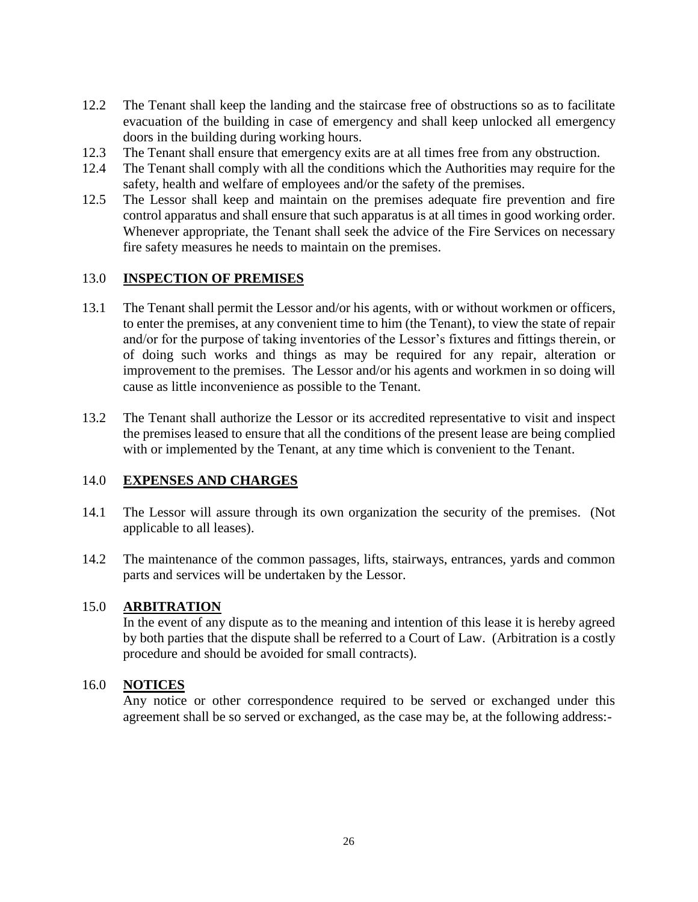12.2 The Tenant shall keep the landing and the staircase free of obstructions so as to facilitate evacuation of the building in case of emergency and shall keep unlocked all emergency doors in the building during working hours.

12.3 The Tenant shall ensure that emergency exits are at all times free from any obstruction.

12.4 The Tenant shall comply with all the conditions which the Authorities may require for the safety, health and welfare of employees and/or the safety of the premises.

12.5 The Lessor shall keep and maintain on the premises adequate fire prevention and fire control apparatus and shall ensure that such apparatus is at all times in good working order. Whenever appropriate, the Tenant shall seek the advice of the Fire Services on necessary fire safety measures he needs to maintain on the premises.

## 13.0 **INSPECTION OF PREMISES**

13.1 The Tenant shall permit the Lessor and/or his agents, with or without workmen or officers, to enter the premises, at any convenient time to him (the Tenant), to view the state of repair and/or for the purpose of taking inventories of the Lessor's fixtures and fittings therein, or of doing such works and things as may be required for any repair, alteration or improvement to the premises. The Lessor and/or his agents and workmen in so doing will cause as little inconvenience as possible to the Tenant.

13.2 The Tenant shall authorize the Lessor or its accredited representative to visit and inspect the premises leased to ensure that all the conditions of the present lease are being complied with or implemented by the Tenant, at any time which is convenient to the Tenant.

## 14.0 **EXPENSES AND CHARGES**

14.1 The Lessor will assure through its own organization the security of the premises. (Not applicable to all leases).

14.2 The maintenance of the common passages, lifts, stairways, entrances, yards and common parts and services will be undertaken by the Lessor.

## 15.0 **ARBITRATION**

In the event of any dispute as to the meaning and intention of this lease it is hereby agreed by both parties that the dispute shall be referred to a Court of Law. (Arbitration is a costly procedure and should be avoided for small contracts).

## 16.0 **NOTICES**

Any notice or other correspondence required to be served or exchanged under this agreement shall be so served or exchanged, as the case may be, at the following address:-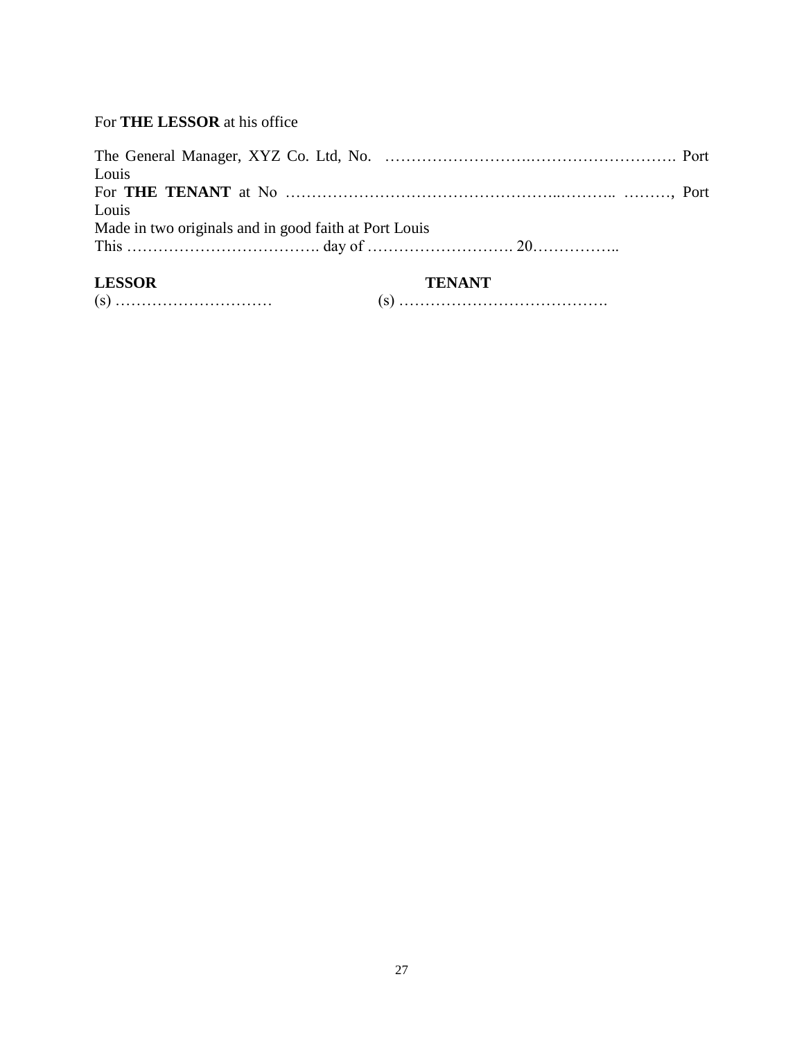For **THE LESSOR** at his office

The General Manager, XYZ Co. Ltd, No. ……………………….………………………. Port Louis
For **THE TENANT** at No ……………………………………………..……….. ………, Port Louis
Made in two originals and in good faith at Port Louis
This ………………………………. day of ………………………. 20……………..

| **LESSOR** | **TENANT** |
|---|---|
| (s) ………………………… | (s) …………………………………. |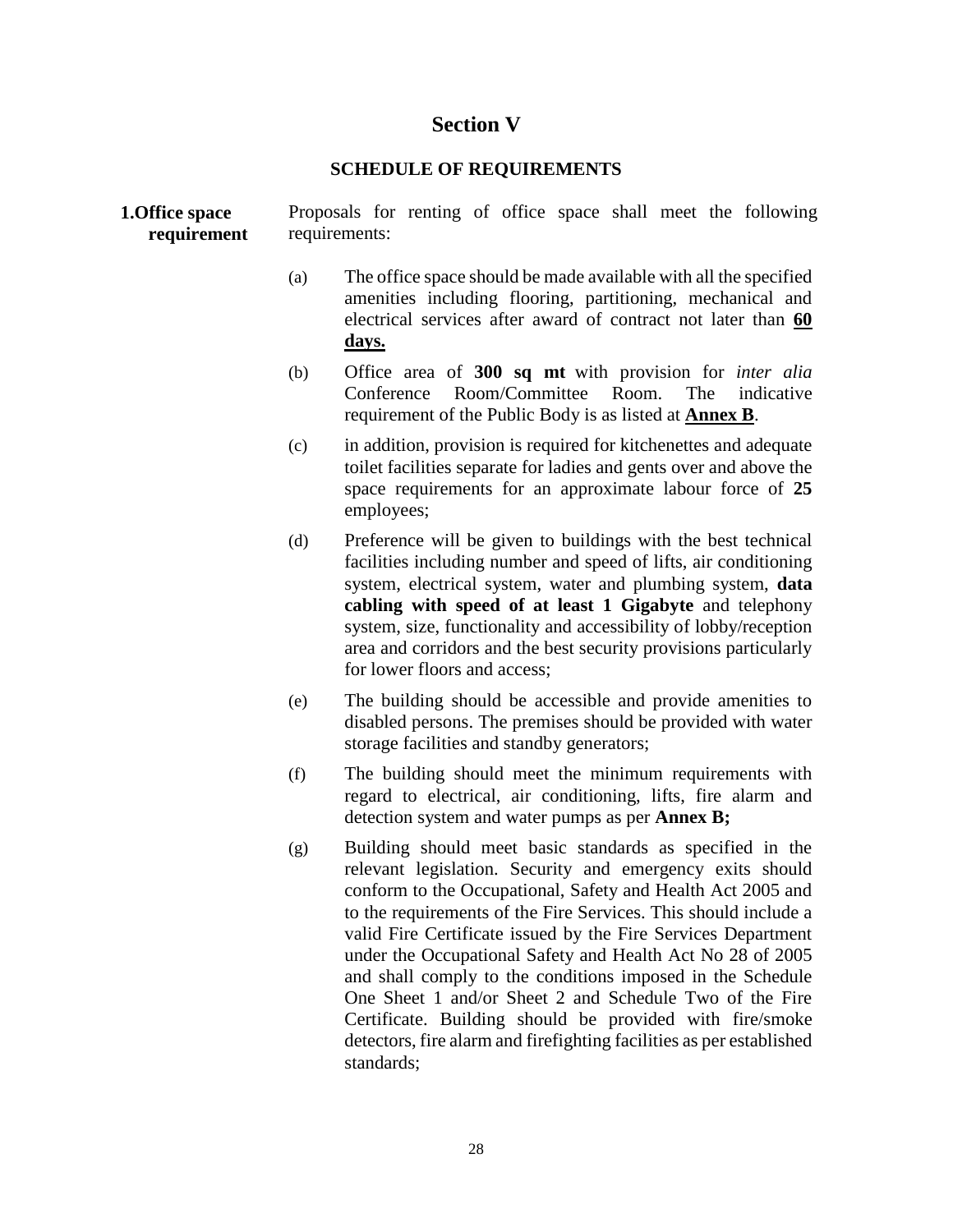# Section V

## SCHEDULE OF REQUIREMENTS

**1. Office space requirement**

Proposals for renting of office space shall meet the following requirements:

(a) The office space should be made available with all the specified amenities including flooring, partitioning, mechanical and electrical services after award of contract not later than **<u>60 days.</u>**

(b) Office area of **300 sq mt** with provision for *inter alia* Conference Room/Committee Room. The indicative requirement of the Public Body is as listed at **<u>Annex B</u>**.

(c) in addition, provision is required for kitchenettes and adequate toilet facilities separate for ladies and gents over and above the space requirements for an approximate labour force of **25** employees;

(d) Preference will be given to buildings with the best technical facilities including number and speed of lifts, air conditioning system, electrical system, water and plumbing system, **data cabling with speed of at least 1 Gigabyte** and telephony system, size, functionality and accessibility of lobby/reception area and corridors and the best security provisions particularly for lower floors and access;

(e) The building should be accessible and provide amenities to disabled persons. The premises should be provided with water storage facilities and standby generators;

(f) The building should meet the minimum requirements with regard to electrical, air conditioning, lifts, fire alarm and detection system and water pumps as per **Annex B;**

(g) Building should meet basic standards as specified in the relevant legislation. Security and emergency exits should conform to the Occupational, Safety and Health Act 2005 and to the requirements of the Fire Services. This should include a valid Fire Certificate issued by the Fire Services Department under the Occupational Safety and Health Act No 28 of 2005 and shall comply to the conditions imposed in the Schedule One Sheet 1 and/or Sheet 2 and Schedule Two of the Fire Certificate. Building should be provided with fire/smoke detectors, fire alarm and firefighting facilities as per established standards;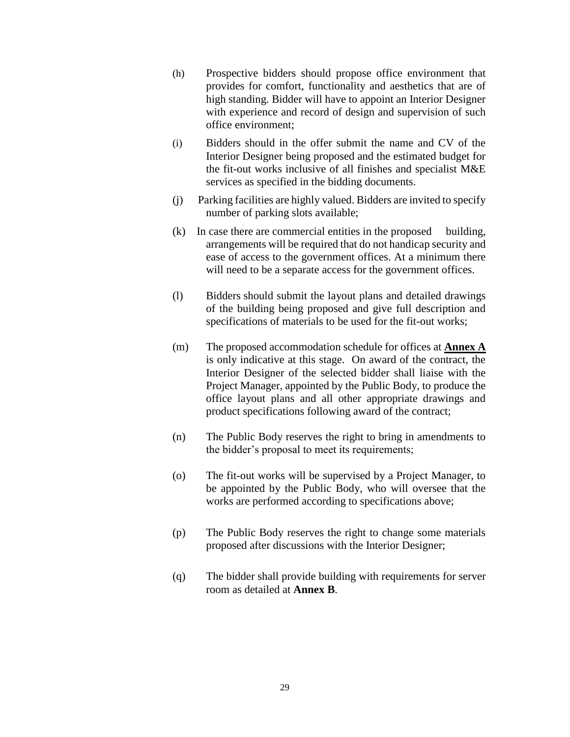(h) Prospective bidders should propose office environment that provides for comfort, functionality and aesthetics that are of high standing. Bidder will have to appoint an Interior Designer with experience and record of design and supervision of such office environment;

(i) Bidders should in the offer submit the name and CV of the Interior Designer being proposed and the estimated budget for the fit-out works inclusive of all finishes and specialist M&E services as specified in the bidding documents.

(j) Parking facilities are highly valued. Bidders are invited to specify number of parking slots available;

(k) In case there are commercial entities in the proposed building, arrangements will be required that do not handicap security and ease of access to the government offices. At a minimum there will need to be a separate access for the government offices.

(l) Bidders should submit the layout plans and detailed drawings of the building being proposed and give full description and specifications of materials to be used for the fit-out works;

(m) The proposed accommodation schedule for offices at **Annex A** is only indicative at this stage. On award of the contract, the Interior Designer of the selected bidder shall liaise with the Project Manager, appointed by the Public Body, to produce the office layout plans and all other appropriate drawings and product specifications following award of the contract;

(n) The Public Body reserves the right to bring in amendments to the bidder's proposal to meet its requirements;

(o) The fit-out works will be supervised by a Project Manager, to be appointed by the Public Body, who will oversee that the works are performed according to specifications above;

(p) The Public Body reserves the right to change some materials proposed after discussions with the Interior Designer;

(q) The bidder shall provide building with requirements for server room as detailed at **Annex B**.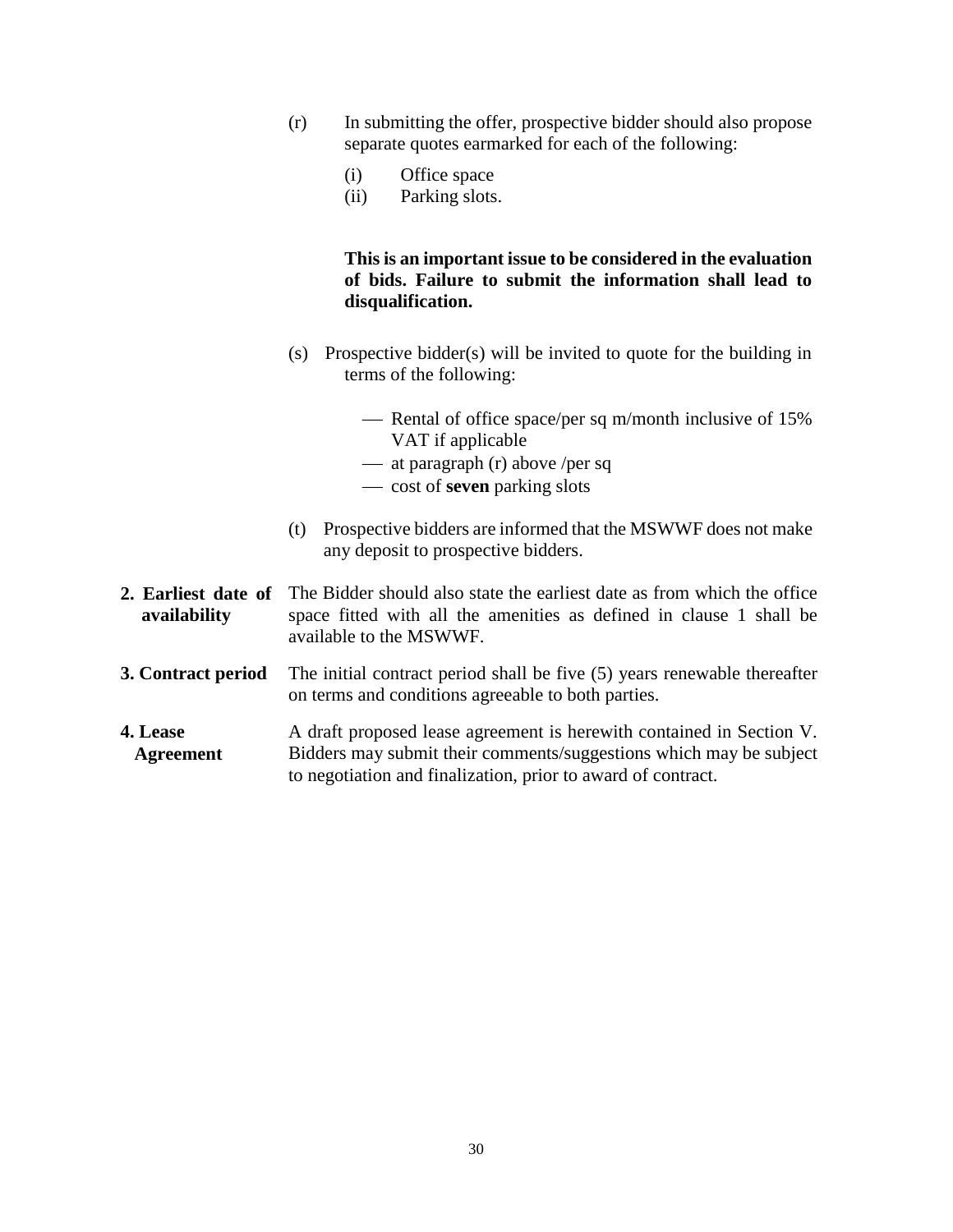(r) In submitting the offer, prospective bidder should also propose separate quotes earmarked for each of the following:

   (i) Office space
   (ii) Parking slots.

   **This is an important issue to be considered in the evaluation of bids. Failure to submit the information shall lead to disqualification.**

(s) Prospective bidder(s) will be invited to quote for the building in terms of the following:

   — Rental of office space/per sq m/month inclusive of 15% VAT if applicable
   — at paragraph (r) above /per sq
   — cost of **seven** parking slots

(t) Prospective bidders are informed that the MSWWF does not make any deposit to prospective bidders.

**2. Earliest date of availability** The Bidder should also state the earliest date as from which the office space fitted with all the amenities as defined in clause 1 shall be available to the MSWWF.

**3. Contract period** The initial contract period shall be five (5) years renewable thereafter on terms and conditions agreeable to both parties.

**4. Lease Agreement** A draft proposed lease agreement is herewith contained in Section V. Bidders may submit their comments/suggestions which may be subject to negotiation and finalization, prior to award of contract.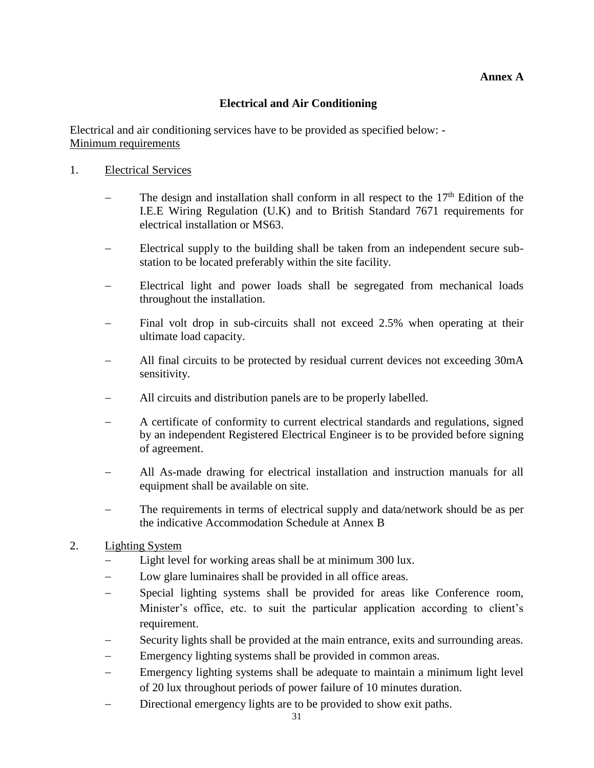**Annex A**

## Electrical and Air Conditioning

Electrical and air conditioning services have to be provided as specified below: -
Minimum requirements

1. Electrical Services

   - The design and installation shall conform in all respect to the 17th Edition of the I.E.E Wiring Regulation (U.K) and to British Standard 7671 requirements for electrical installation or MS63.
   - Electrical supply to the building shall be taken from an independent secure sub-station to be located preferably within the site facility.
   - Electrical light and power loads shall be segregated from mechanical loads throughout the installation.
   - Final volt drop in sub-circuits shall not exceed 2.5% when operating at their ultimate load capacity.
   - All final circuits to be protected by residual current devices not exceeding 30mA sensitivity.
   - All circuits and distribution panels are to be properly labelled.
   - A certificate of conformity to current electrical standards and regulations, signed by an independent Registered Electrical Engineer is to be provided before signing of agreement.
   - All As-made drawing for electrical installation and instruction manuals for all equipment shall be available on site.
   - The requirements in terms of electrical supply and data/network should be as per the indicative Accommodation Schedule at Annex B

2. Lighting System
   - Light level for working areas shall be at minimum 300 lux.
   - Low glare luminaires shall be provided in all office areas.
   - Special lighting systems shall be provided for areas like Conference room, Minister's office, etc. to suit the particular application according to client's requirement.
   - Security lights shall be provided at the main entrance, exits and surrounding areas.
   - Emergency lighting systems shall be provided in common areas.
   - Emergency lighting systems shall be adequate to maintain a minimum light level of 20 lux throughout periods of power failure of 10 minutes duration.
   - Directional emergency lights are to be provided to show exit paths.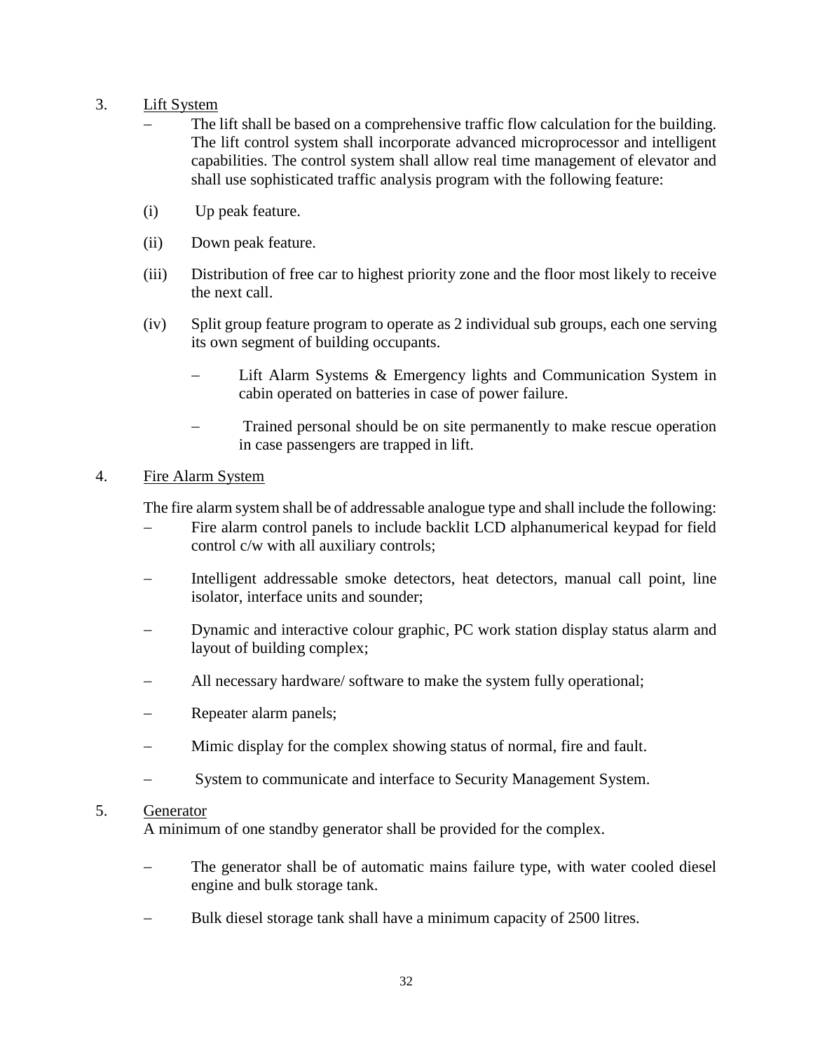3. <u>Lift System</u>

   – The lift shall be based on a comprehensive traffic flow calculation for the building. The lift control system shall incorporate advanced microprocessor and intelligent capabilities. The control system shall allow real time management of elevator and shall use sophisticated traffic analysis program with the following feature:

   (i) Up peak feature.

   (ii) Down peak feature.

   (iii) Distribution of free car to highest priority zone and the floor most likely to receive the next call.

   (iv) Split group feature program to operate as 2 individual sub groups, each one serving its own segment of building occupants.

      – Lift Alarm Systems & Emergency lights and Communication System in cabin operated on batteries in case of power failure.

      – Trained personal should be on site permanently to make rescue operation in case passengers are trapped in lift.

4. <u>Fire Alarm System</u>

   The fire alarm system shall be of addressable analogue type and shall include the following:

   – Fire alarm control panels to include backlit LCD alphanumerical keypad for field control c/w with all auxiliary controls;

   – Intelligent addressable smoke detectors, heat detectors, manual call point, line isolator, interface units and sounder;

   – Dynamic and interactive colour graphic, PC work station display status alarm and layout of building complex;

   – All necessary hardware/ software to make the system fully operational;

   – Repeater alarm panels;

   – Mimic display for the complex showing status of normal, fire and fault.

   – System to communicate and interface to Security Management System.

5. <u>Generator</u>

   A minimum of one standby generator shall be provided for the complex.

   – The generator shall be of automatic mains failure type, with water cooled diesel engine and bulk storage tank.

   – Bulk diesel storage tank shall have a minimum capacity of 2500 litres.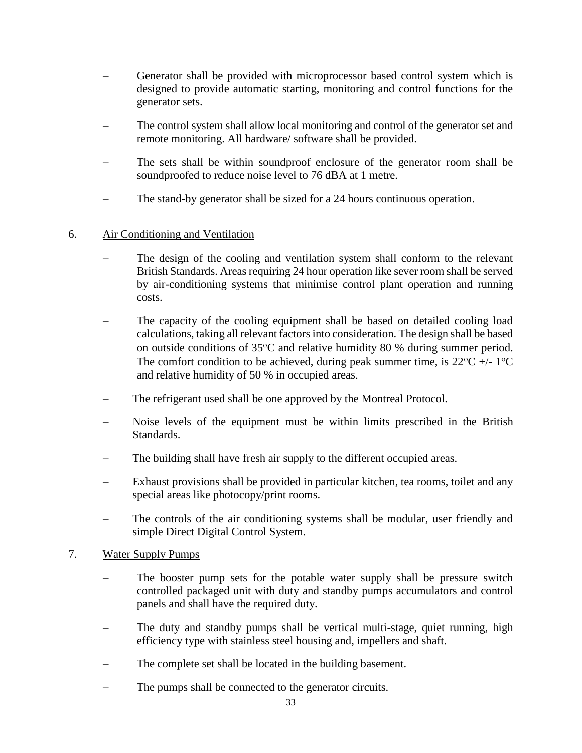- Generator shall be provided with microprocessor based control system which is designed to provide automatic starting, monitoring and control functions for the generator sets.
- The control system shall allow local monitoring and control of the generator set and remote monitoring. All hardware/ software shall be provided.
- The sets shall be within soundproof enclosure of the generator room shall be soundproofed to reduce noise level to 76 dBA at 1 metre.
- The stand-by generator shall be sized for a 24 hours continuous operation.

6. Air Conditioning and Ventilation

- The design of the cooling and ventilation system shall conform to the relevant British Standards. Areas requiring 24 hour operation like sever room shall be served by air-conditioning systems that minimise control plant operation and running costs.
- The capacity of the cooling equipment shall be based on detailed cooling load calculations, taking all relevant factors into consideration. The design shall be based on outside conditions of 35°C and relative humidity 80 % during summer period. The comfort condition to be achieved, during peak summer time, is 22°C +/- 1°C and relative humidity of 50 % in occupied areas.
- The refrigerant used shall be one approved by the Montreal Protocol.
- Noise levels of the equipment must be within limits prescribed in the British Standards.
- The building shall have fresh air supply to the different occupied areas.
- Exhaust provisions shall be provided in particular kitchen, tea rooms, toilet and any special areas like photocopy/print rooms.
- The controls of the air conditioning systems shall be modular, user friendly and simple Direct Digital Control System.

7. Water Supply Pumps

- The booster pump sets for the potable water supply shall be pressure switch controlled packaged unit with duty and standby pumps accumulators and control panels and shall have the required duty.
- The duty and standby pumps shall be vertical multi-stage, quiet running, high efficiency type with stainless steel housing and, impellers and shaft.
- The complete set shall be located in the building basement.
- The pumps shall be connected to the generator circuits.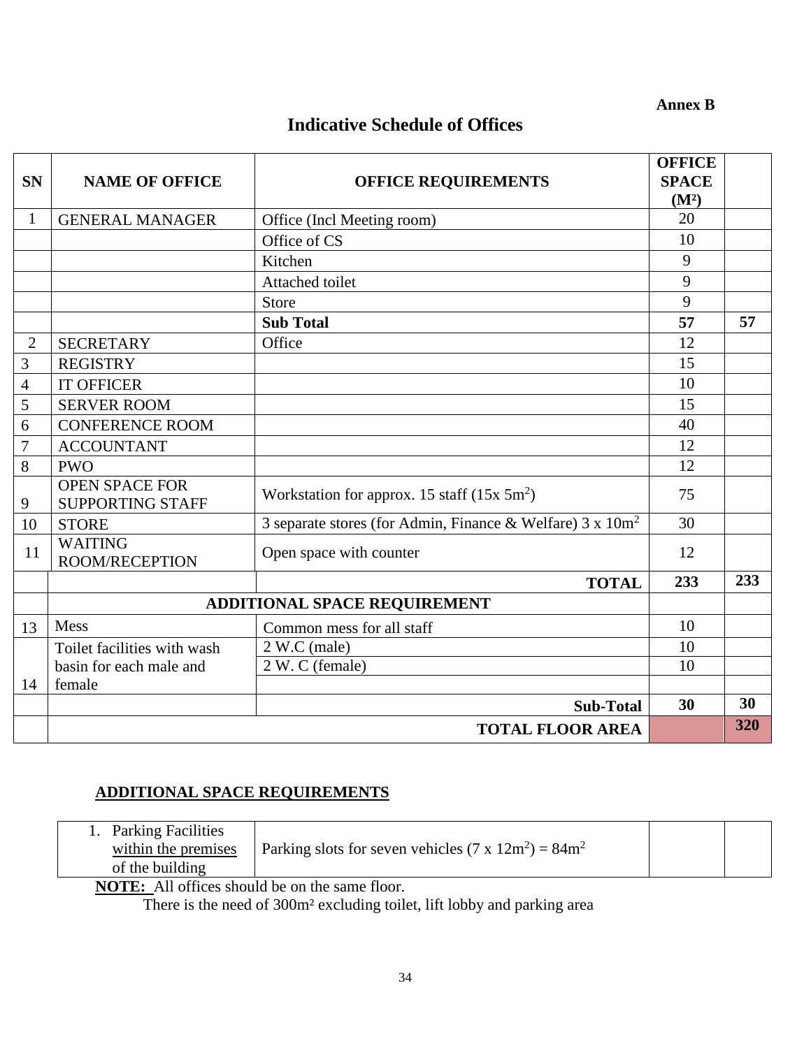**Annex B**

## Indicative Schedule of Offices

| SN | NAME OF OFFICE | OFFICE REQUIREMENTS | OFFICE SPACE ($M^2$) | |
|---|---|---|---|---|
| 1 | GENERAL MANAGER | Office (Incl Meeting room) | 20 | |
| | | Office of CS | 10 | |
| | | Kitchen | 9 | |
| | | Attached toilet | 9 | |
| | | Store | 9 | |
| | | **Sub Total** | **57** | **57** |
| 2 | SECRETARY | Office | 12 | |
| 3 | REGISTRY | | 15 | |
| 4 | IT OFFICER | | 10 | |
| 5 | SERVER ROOM | | 15 | |
| 6 | CONFERENCE ROOM | | 40 | |
| 7 | ACCOUNTANT | | 12 | |
| 8 | PWO | | 12 | |
| 9 | OPEN SPACE FOR SUPPORTING STAFF | Workstation for approx. 15 staff (15x $5m^2$) | 75 | |
| 10 | STORE | 3 separate stores (for Admin, Finance & Welfare) 3 x $10m^2$ | 30 | |
| 11 | WAITING ROOM/RECEPTION | Open space with counter | 12 | |
| | | **TOTAL** | **233** | **233** |
| | **ADDITIONAL SPACE REQUIREMENT** | | | |
| 13 | Mess | Common mess for all staff | 10 | |
| 14 | Toilet facilities with wash basin for each male and female | 2 W.C (male) | 10 | |
| | | 2 W. C (female) | 10 | |
| | | | | |
| | | **Sub-Total** | **30** | **30** |
| | | **TOTAL FLOOR AREA** | | **320** |

**ADDITIONAL SPACE REQUIREMENTS**

| | | | |
|---|---|---|---|
| 1. Parking Facilities within the premises of the building | Parking slots for seven vehicles (7 x $12m^2$) = $84m^2$ | | |

**NOTE:** All offices should be on the same floor.
There is the need of 300m² excluding toilet, lift lobby and parking area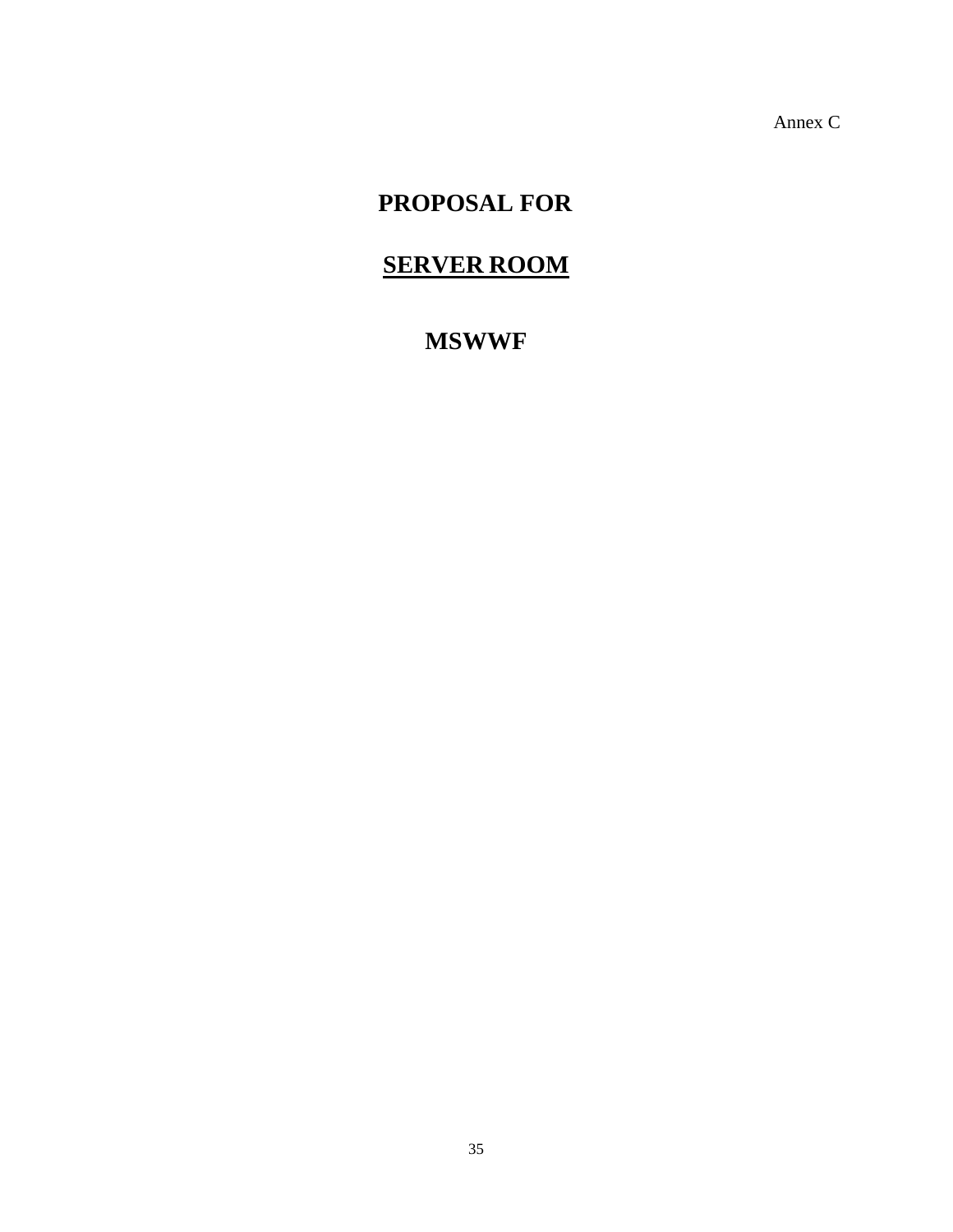Annex C

# PROPOSAL FOR

# <u>SERVER ROOM</u>

# MSWWF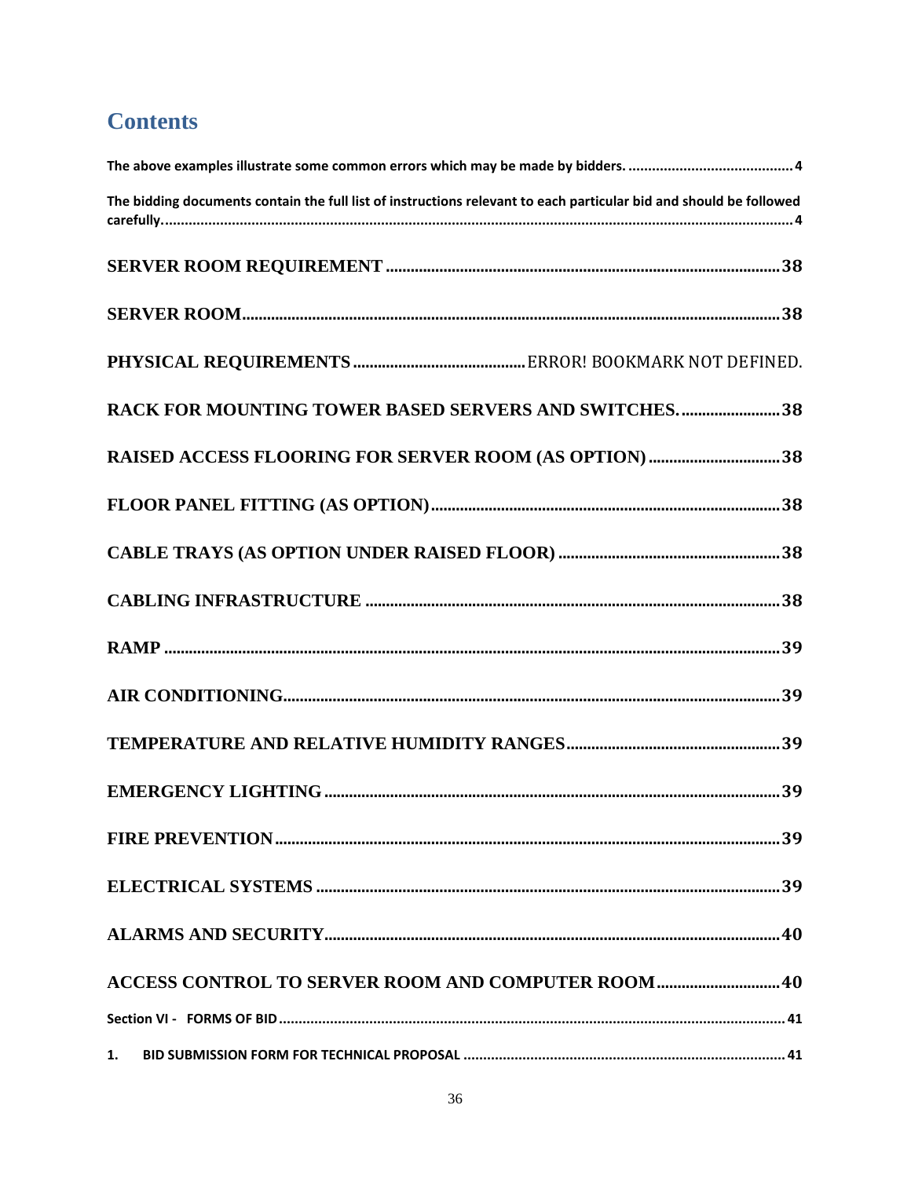# Contents

The above examples illustrate some common errors which may be made by bidders. .......................................... 4

The bidding documents contain the full list of instructions relevant to each particular bid and should be followed carefully. .......................................... 4

SERVER ROOM REQUIREMENT .......................................... 38

SERVER ROOM .......................................... 38

PHYSICAL REQUIREMENTS .......................................... ERROR! BOOKMARK NOT DEFINED.

RACK FOR MOUNTING TOWER BASED SERVERS AND SWITCHES. .......................................... 38

RAISED ACCESS FLOORING FOR SERVER ROOM (AS OPTION) .......................................... 38

FLOOR PANEL FITTING (AS OPTION) .......................................... 38

CABLE TRAYS (AS OPTION UNDER RAISED FLOOR) .......................................... 38

CABLING INFRASTRUCTURE .......................................... 38

RAMP .......................................... 39

AIR CONDITIONING .......................................... 39

TEMPERATURE AND RELATIVE HUMIDITY RANGES .......................................... 39

EMERGENCY LIGHTING .......................................... 39

FIRE PREVENTION .......................................... 39

ELECTRICAL SYSTEMS .......................................... 39

ALARMS AND SECURITY .......................................... 40

ACCESS CONTROL TO SERVER ROOM AND COMPUTER ROOM .......................................... 40

Section VI - FORMS OF BID .......................................... 41

1. BID SUBMISSION FORM FOR TECHNICAL PROPOSAL .......................................... 41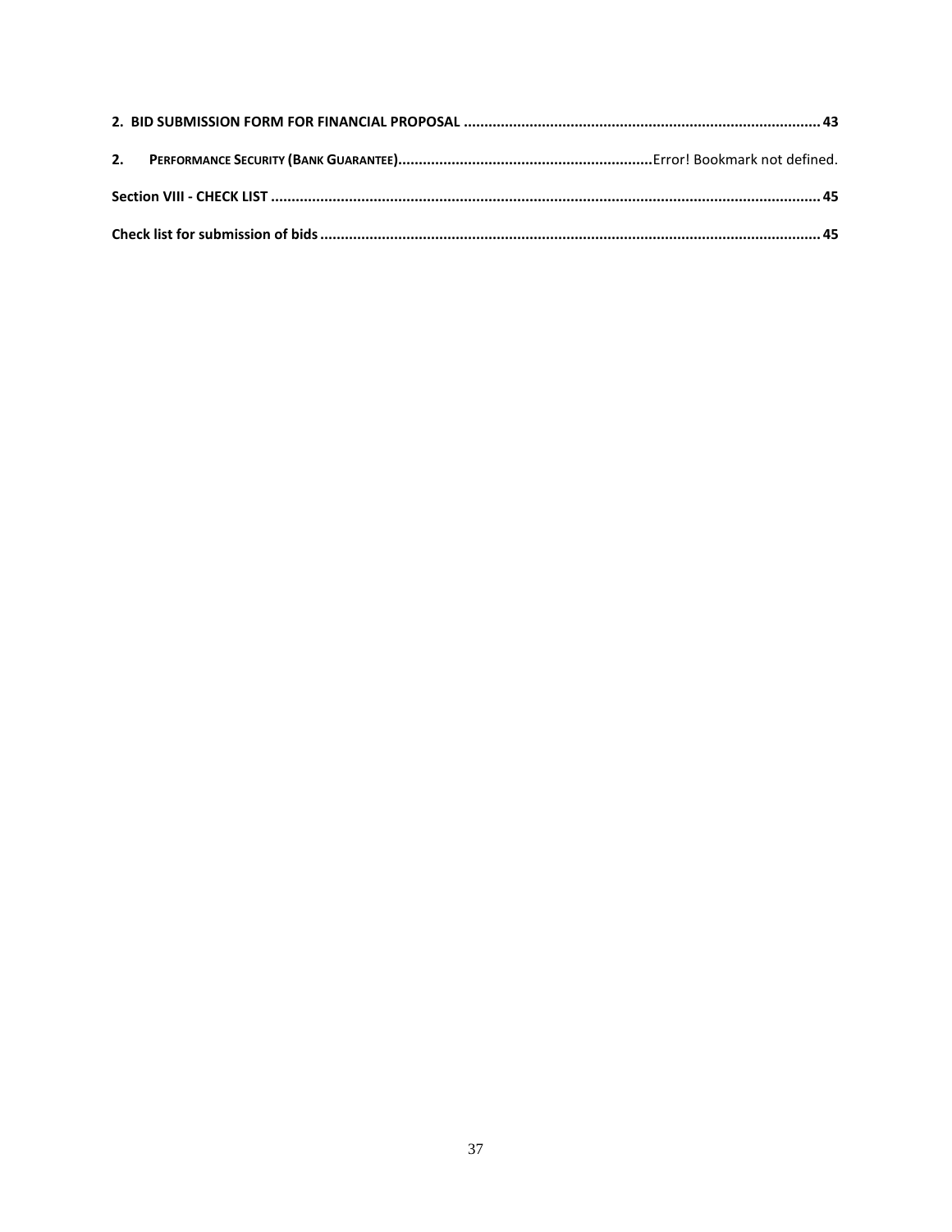**2. BID SUBMISSION FORM FOR FINANCIAL PROPOSAL** ........................................................................................ 43

**2. PERFORMANCE SECURITY (BANK GUARANTEE)**..............................................................Error! Bookmark not defined.

**Section VIII - CHECK LIST** ..................................................................................................................................... 45

**Check list for submission of bids** ......................................................................................................................... 45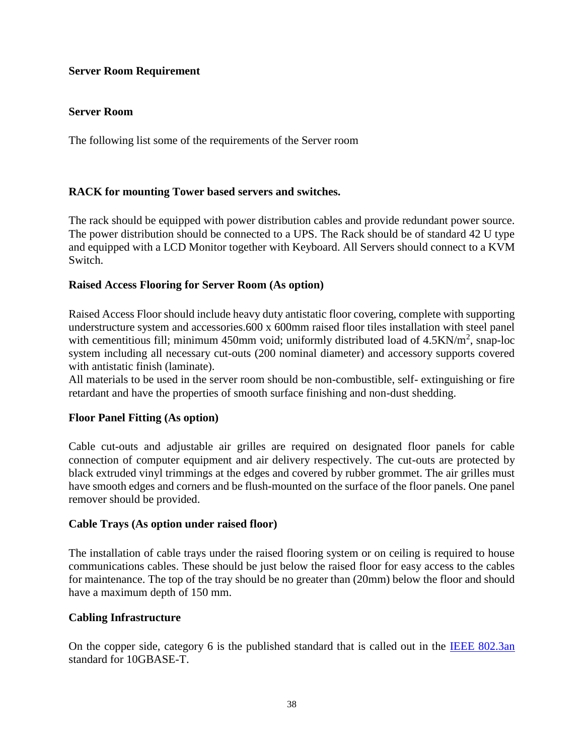**Server Room Requirement**

**Server Room**

The following list some of the requirements of the Server room

**RACK for mounting Tower based servers and switches.**

The rack should be equipped with power distribution cables and provide redundant power source. The power distribution should be connected to a UPS. The Rack should be of standard 42 U type and equipped with a LCD Monitor together with Keyboard. All Servers should connect to a KVM Switch.

**Raised Access Flooring for Server Room (As option)**

Raised Access Floor should include heavy duty antistatic floor covering, complete with supporting understructure system and accessories.600 x 600mm raised floor tiles installation with steel panel with cementitious fill; minimum 450mm void; uniformly distributed load of 4.5KN/$m^2$, snap-loc system including all necessary cut-outs (200 nominal diameter) and accessory supports covered with antistatic finish (laminate).
All materials to be used in the server room should be non-combustible, self- extinguishing or fire retardant and have the properties of smooth surface finishing and non-dust shedding.

**Floor Panel Fitting (As option)**

Cable cut-outs and adjustable air grilles are required on designated floor panels for cable connection of computer equipment and air delivery respectively. The cut-outs are protected by black extruded vinyl trimmings at the edges and covered by rubber grommet. The air grilles must have smooth edges and corners and be flush-mounted on the surface of the floor panels. One panel remover should be provided.

**Cable Trays (As option under raised floor)**

The installation of cable trays under the raised flooring system or on ceiling is required to house communications cables. These should be just below the raised floor for easy access to the cables for maintenance. The top of the tray should be no greater than (20mm) below the floor and should have a maximum depth of 150 mm.

**Cabling Infrastructure**

On the copper side, category 6 is the published standard that is called out in the IEEE 802.3an standard for 10GBASE-T.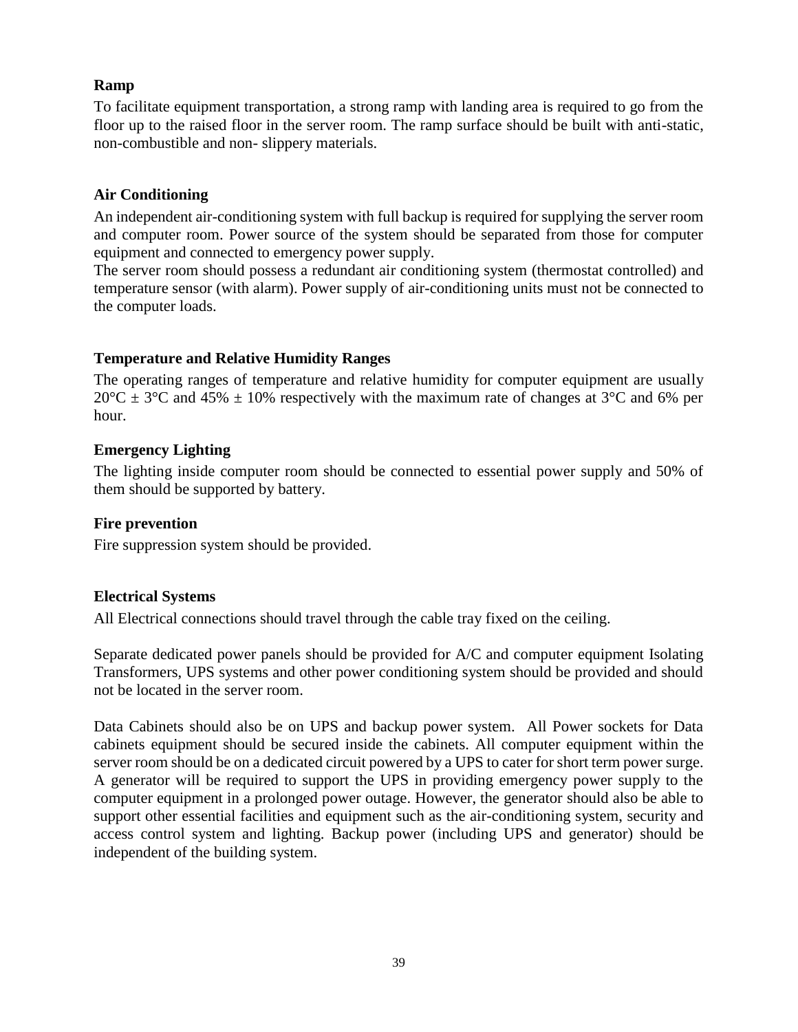**Ramp**

To facilitate equipment transportation, a strong ramp with landing area is required to go from the floor up to the raised floor in the server room. The ramp surface should be built with anti-static, non-combustible and non- slippery materials.

**Air Conditioning**

An independent air-conditioning system with full backup is required for supplying the server room and computer room. Power source of the system should be separated from those for computer equipment and connected to emergency power supply.

The server room should possess a redundant air conditioning system (thermostat controlled) and temperature sensor (with alarm). Power supply of air-conditioning units must not be connected to the computer loads.

**Temperature and Relative Humidity Ranges**

The operating ranges of temperature and relative humidity for computer equipment are usually 20°C ± 3°C and 45% ± 10% respectively with the maximum rate of changes at 3°C and 6% per hour.

**Emergency Lighting**

The lighting inside computer room should be connected to essential power supply and 50% of them should be supported by battery.

**Fire prevention**

Fire suppression system should be provided.

**Electrical Systems**

All Electrical connections should travel through the cable tray fixed on the ceiling.

Separate dedicated power panels should be provided for A/C and computer equipment Isolating Transformers, UPS systems and other power conditioning system should be provided and should not be located in the server room.

Data Cabinets should also be on UPS and backup power system. All Power sockets for Data cabinets equipment should be secured inside the cabinets. All computer equipment within the server room should be on a dedicated circuit powered by a UPS to cater for short term power surge. A generator will be required to support the UPS in providing emergency power supply to the computer equipment in a prolonged power outage. However, the generator should also be able to support other essential facilities and equipment such as the air-conditioning system, security and access control system and lighting. Backup power (including UPS and generator) should be independent of the building system.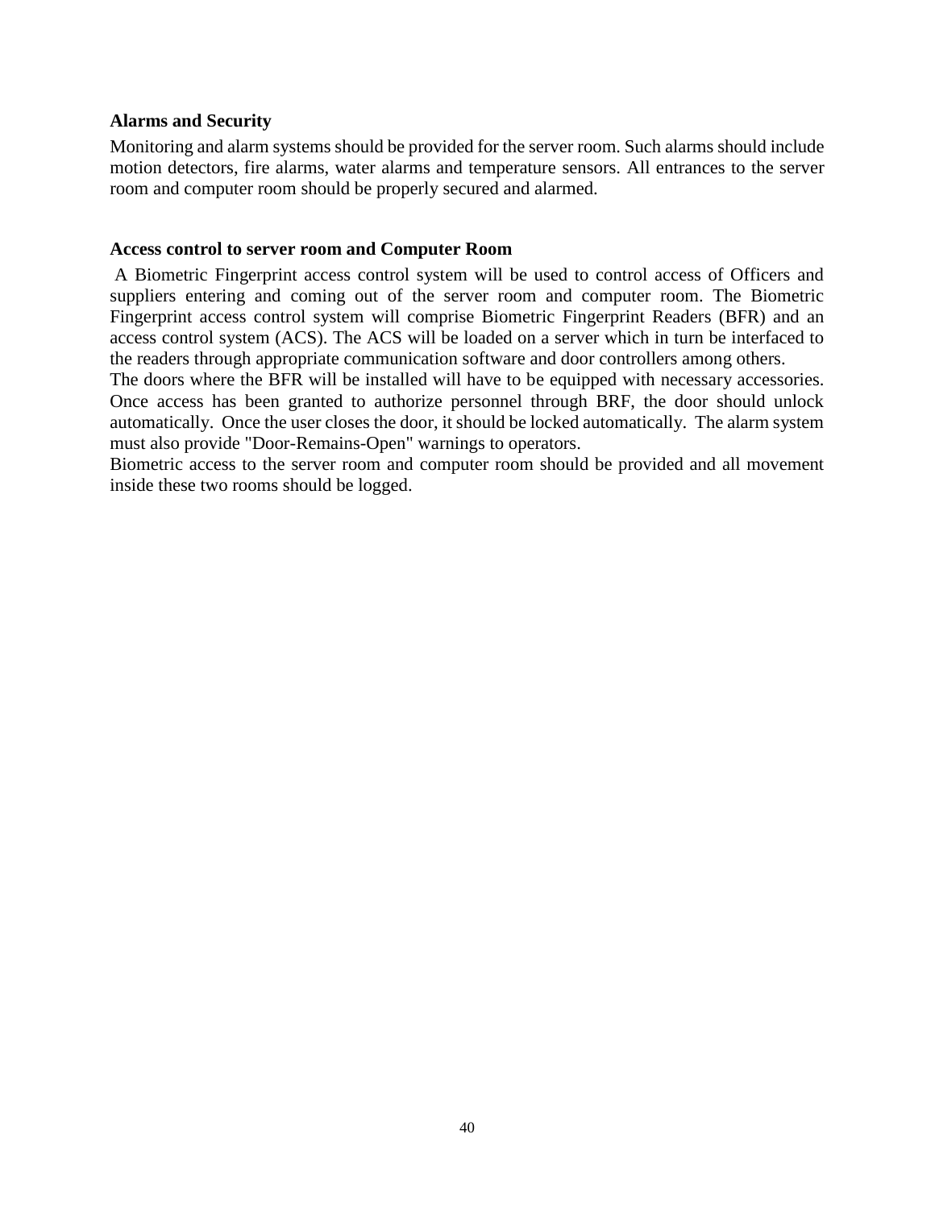**Alarms and Security**

Monitoring and alarm systems should be provided for the server room. Such alarms should include motion detectors, fire alarms, water alarms and temperature sensors. All entrances to the server room and computer room should be properly secured and alarmed.

**Access control to server room and Computer Room**

A Biometric Fingerprint access control system will be used to control access of Officers and suppliers entering and coming out of the server room and computer room. The Biometric Fingerprint access control system will comprise Biometric Fingerprint Readers (BFR) and an access control system (ACS). The ACS will be loaded on a server which in turn be interfaced to the readers through appropriate communication software and door controllers among others.

The doors where the BFR will be installed will have to be equipped with necessary accessories. Once access has been granted to authorize personnel through BRF, the door should unlock automatically. Once the user closes the door, it should be locked automatically. The alarm system must also provide "Door-Remains-Open" warnings to operators.

Biometric access to the server room and computer room should be provided and all movement inside these two rooms should be logged.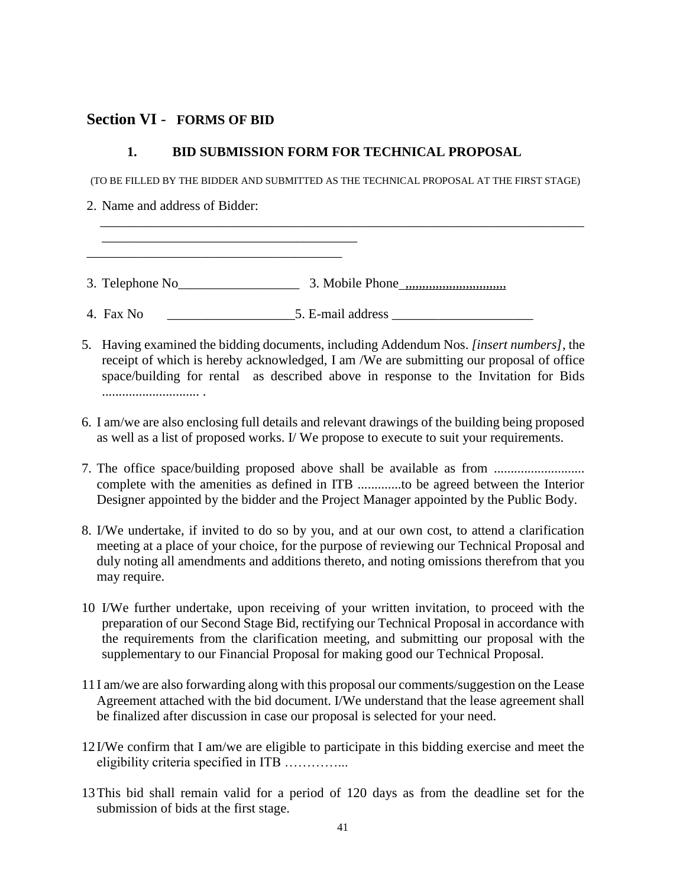## Section VI - FORMS OF BID

### 1. BID SUBMISSION FORM FOR TECHNICAL PROPOSAL

(TO BE FILLED BY THE BIDDER AND SUBMITTED AS THE TECHNICAL PROPOSAL AT THE FIRST STAGE)

2. Name and address of Bidder:

______________________________________________________________________________
________________________________________
________________________________________

3. Telephone No__________________ 3. Mobile Phone ,,,,,,,,,,,,,,,,,,,,,,,,,,,,,,,,

4. Fax No ___________________5. E-mail address _____________________

5. Having examined the bidding documents, including Addendum Nos. *[insert numbers]*, the receipt of which is hereby acknowledged, I am /We are submitting our proposal of office space/building for rental as described above in response to the Invitation for Bids ............................. .

6. I am/we are also enclosing full details and relevant drawings of the building being proposed as well as a list of proposed works. I/ We propose to execute to suit your requirements.

7. The office space/building proposed above shall be available as from ........................... complete with the amenities as defined in ITB .............to be agreed between the Interior Designer appointed by the bidder and the Project Manager appointed by the Public Body.

8. I/We undertake, if invited to do so by you, and at our own cost, to attend a clarification meeting at a place of your choice, for the purpose of reviewing our Technical Proposal and duly noting all amendments and additions thereto, and noting omissions therefrom that you may require.

10 I/We further undertake, upon receiving of your written invitation, to proceed with the preparation of our Second Stage Bid, rectifying our Technical Proposal in accordance with the requirements from the clarification meeting, and submitting our proposal with the supplementary to our Financial Proposal for making good our Technical Proposal.

11 I am/we are also forwarding along with this proposal our comments/suggestion on the Lease Agreement attached with the bid document. I/We understand that the lease agreement shall be finalized after discussion in case our proposal is selected for your need.

12 I/We confirm that I am/we are eligible to participate in this bidding exercise and meet the eligibility criteria specified in ITB …………...

13 This bid shall remain valid for a period of 120 days as from the deadline set for the submission of bids at the first stage.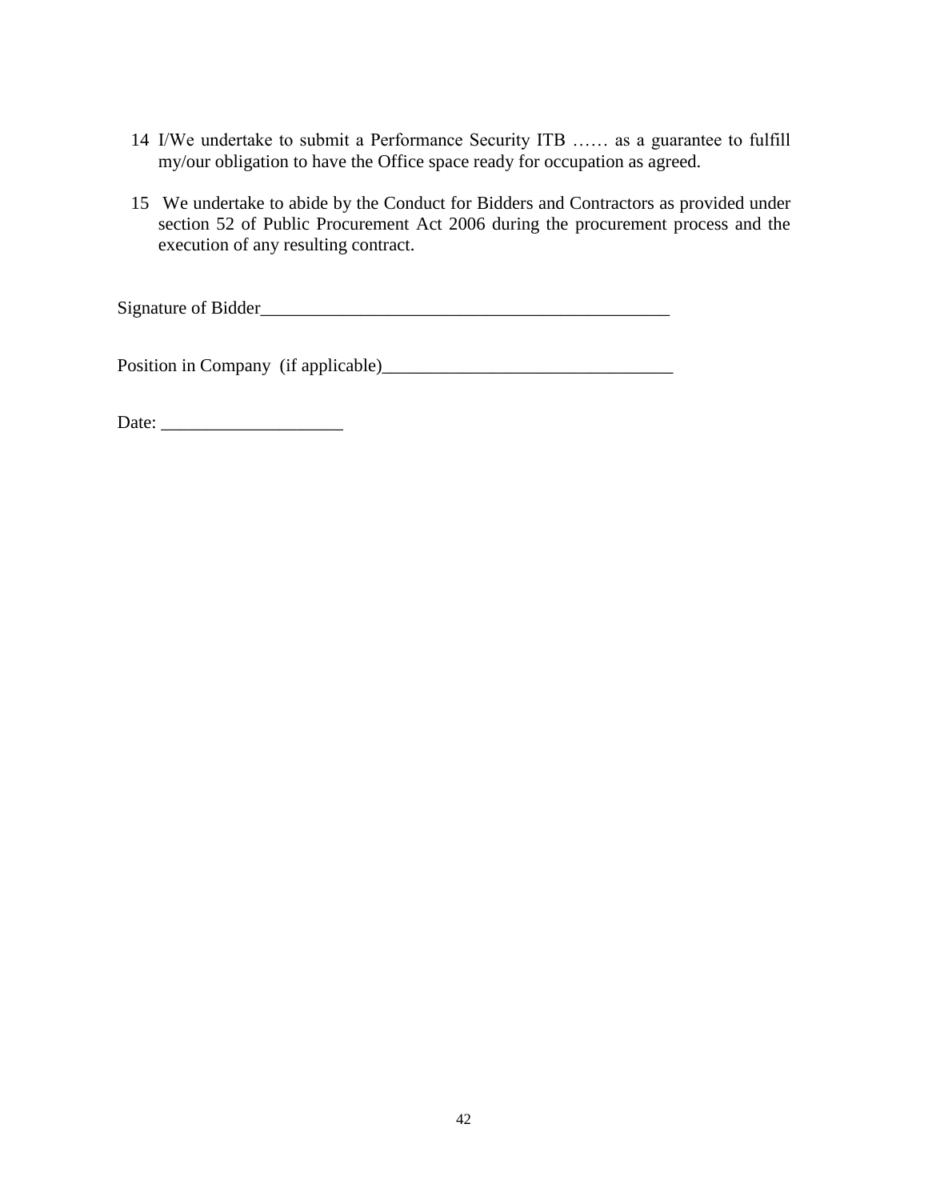14 I/We undertake to submit a Performance Security ITB …… as a guarantee to fulfill my/our obligation to have the Office space ready for occupation as agreed.

15 We undertake to abide by the Conduct for Bidders and Contractors as provided under section 52 of Public Procurement Act 2006 during the procurement process and the execution of any resulting contract.

Signature of Bidder_______________________________________________

Position in Company (if applicable)________________________________

Date: ____________________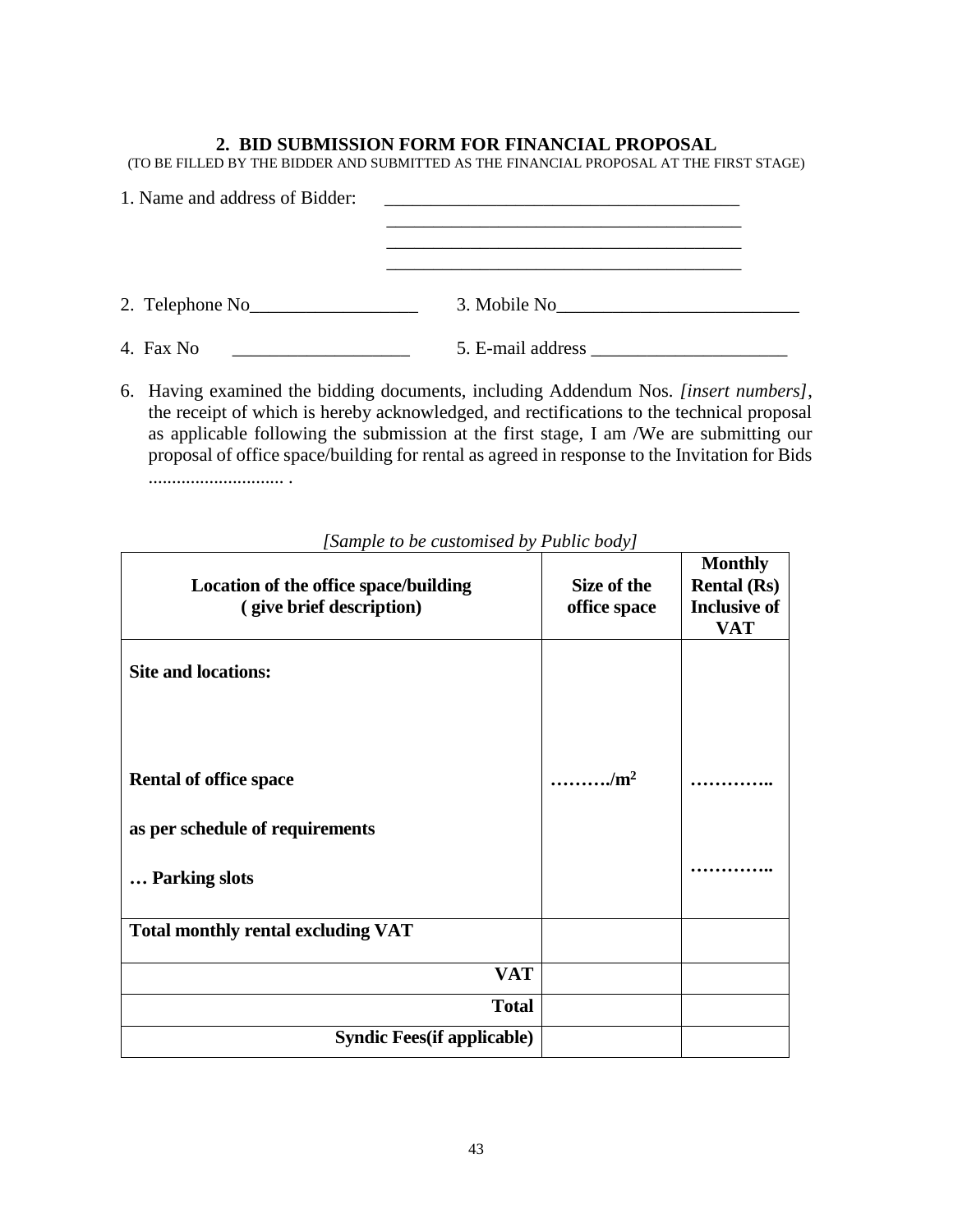## 2. BID SUBMISSION FORM FOR FINANCIAL PROPOSAL

(TO BE FILLED BY THE BIDDER AND SUBMITTED AS THE FINANCIAL PROPOSAL AT THE FIRST STAGE)

1. Name and address of Bidder: _______________________________________
_______________________________________
_______________________________________
_______________________________________

2. Telephone No__________________ 3. Mobile No__________________________

4. Fax No ___________________ 5. E-mail address _____________________

6. Having examined the bidding documents, including Addendum Nos. *[insert numbers]*, the receipt of which is hereby acknowledged, and rectifications to the technical proposal as applicable following the submission at the first stage, I am /We are submitting our proposal of office space/building for rental as agreed in response to the Invitation for Bids ............................ .

*[Sample to be customised by Public body]*

| Location of the office space/building ( give brief description) | Size of the office space | Monthly Rental (Rs) Inclusive of VAT |
|---|---|---|
| **Site and locations:** | | |
| **Rental of office space** | ………./m$^2$ | ………….. |
| **as per schedule of requirements** | | |
| **… Parking slots** | | ………….. |
| **Total monthly rental excluding VAT** | | |
| **VAT** | | |
| **Total** | | |
| **Syndic Fees(if applicable)** | | |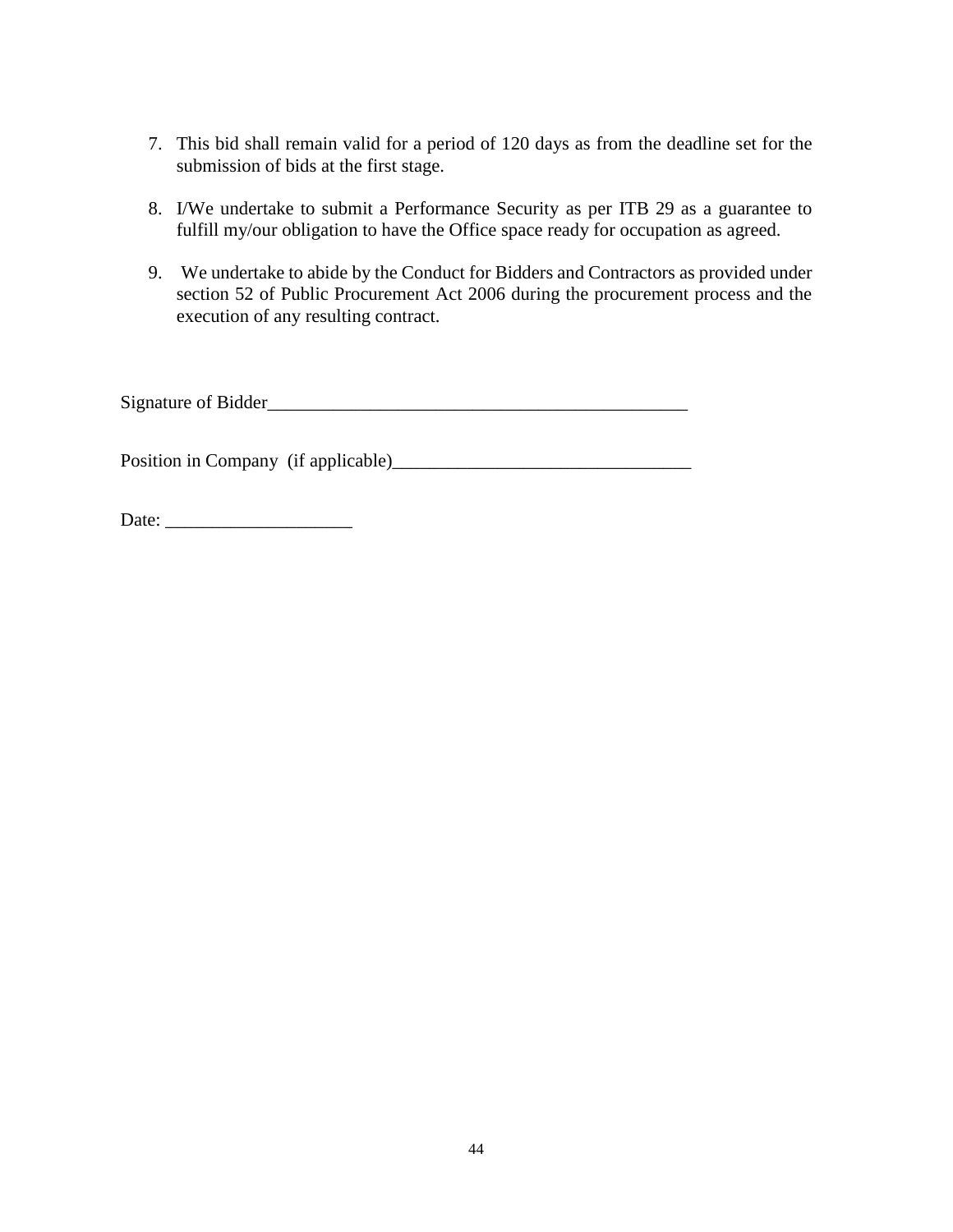7. This bid shall remain valid for a period of 120 days as from the deadline set for the submission of bids at the first stage.

8. I/We undertake to submit a Performance Security as per ITB 29 as a guarantee to fulfill my/our obligation to have the Office space ready for occupation as agreed.

9. We undertake to abide by the Conduct for Bidders and Contractors as provided under section 52 of Public Procurement Act 2006 during the procurement process and the execution of any resulting contract.

Signature of Bidder_______________________________________________

Position in Company (if applicable)________________________________

Date: ____________________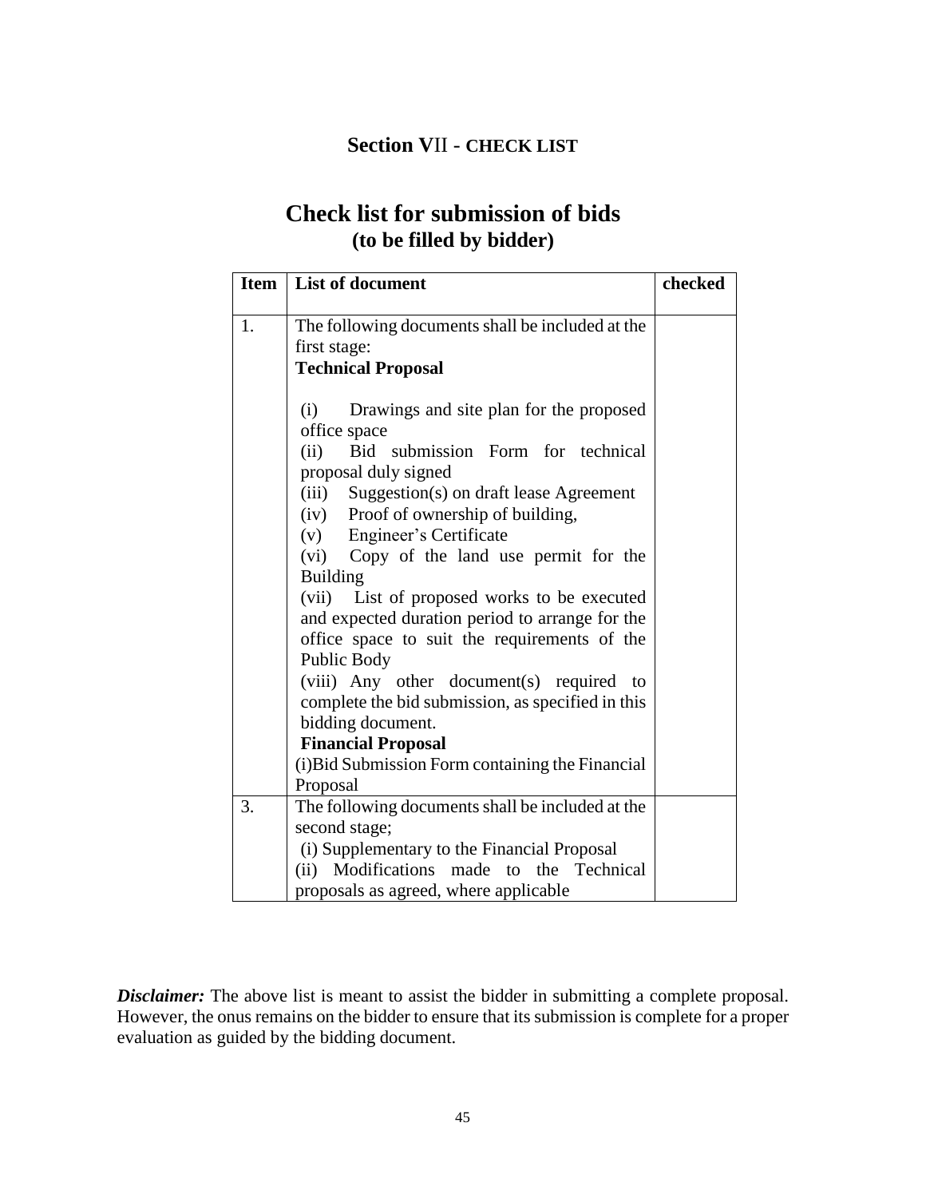## Section VII - CHECK LIST

# Check list for submission of bids
### (to be filled by bidder)

| Item | List of document | checked |
|---|---|---|
| 1. | The following documents shall be included at the first stage:<br>**Technical Proposal**<br><br>(i) Drawings and site plan for the proposed office space<br>(ii) Bid submission Form for technical proposal duly signed<br>(iii) Suggestion(s) on draft lease Agreement<br>(iv) Proof of ownership of building,<br>(v) Engineer's Certificate<br>(vi) Copy of the land use permit for the Building<br>(vii) List of proposed works to be executed and expected duration period to arrange for the office space to suit the requirements of the Public Body<br>(viii) Any other document(s) required to complete the bid submission, as specified in this bidding document.<br>**Financial Proposal**<br>(i)Bid Submission Form containing the Financial Proposal | |
| 3. | The following documents shall be included at the second stage;<br>(i) Supplementary to the Financial Proposal<br>(ii) Modifications made to the Technical proposals as agreed, where applicable | |

***Disclaimer:*** The above list is meant to assist the bidder in submitting a complete proposal. However, the onus remains on the bidder to ensure that its submission is complete for a proper evaluation as guided by the bidding document.